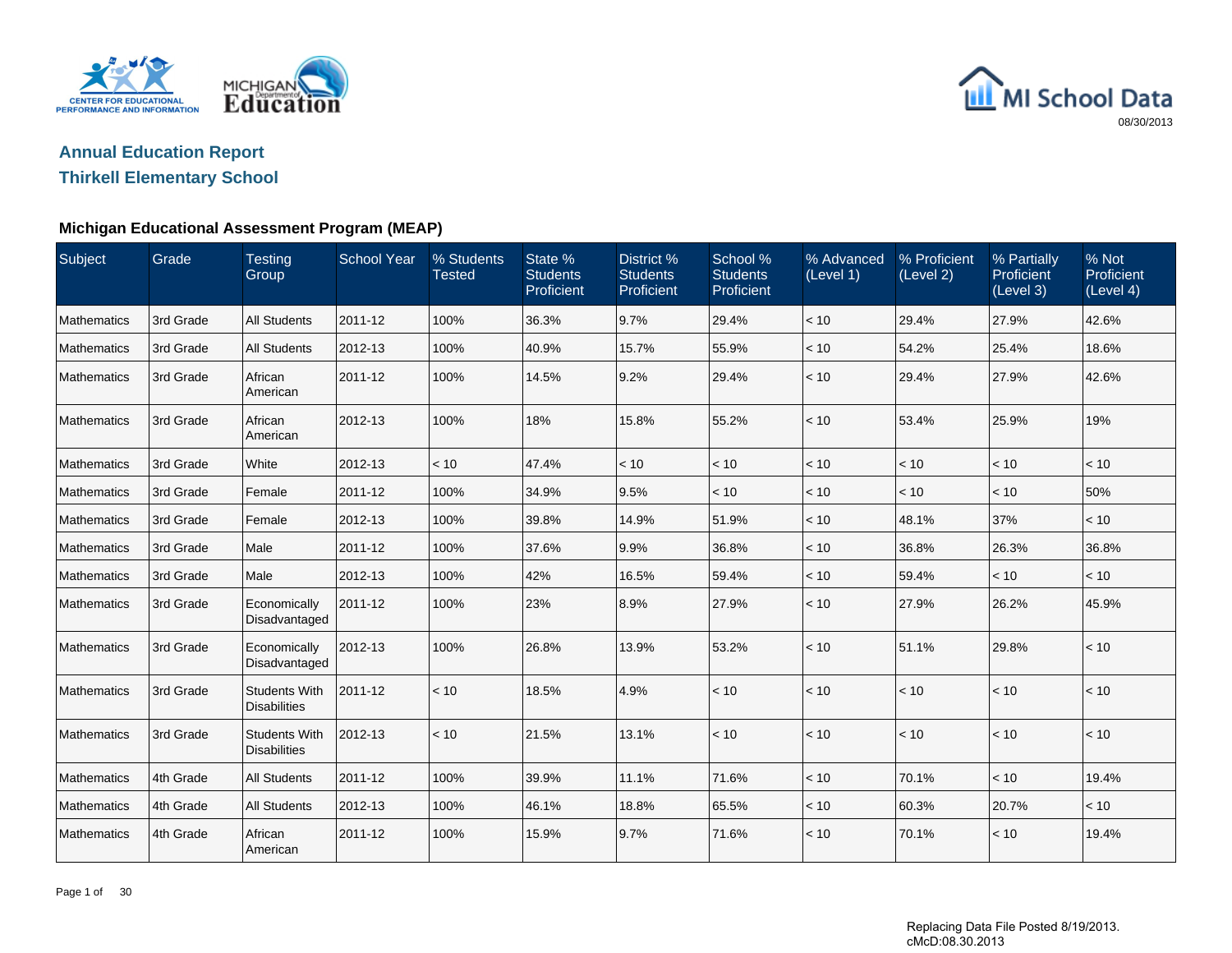# Annual Education Report

## Thirkell Elementary School

08/30/2013

### Michigan Educational Assessment Program (MEAP)

| Subject | Grade | Testing Group | School Year | % Students Tested | State % Students Proficient | District % Students Proficient | School % Students Proficient | % Advanced (Level 1) | % Proficient (Level 2) | % Partially Proficient (Level 3) | % Not Proficient (Level 4) |
|---|---|---|---|---|---|---|---|---|---|---|---|
| Mathematics | 3rd Grade | All Students | 2011-12 | 100% | 36.3% | 9.7% | 29.4% | < 10 | 29.4% | 27.9% | 42.6% |
| Mathematics | 3rd Grade | All Students | 2012-13 | 100% | 40.9% | 15.7% | 55.9% | < 10 | 54.2% | 25.4% | 18.6% |
| Mathematics | 3rd Grade | African American | 2011-12 | 100% | 14.5% | 9.2% | 29.4% | < 10 | 29.4% | 27.9% | 42.6% |
| Mathematics | 3rd Grade | African American | 2012-13 | 100% | 18% | 15.8% | 55.2% | < 10 | 53.4% | 25.9% | 19% |
| Mathematics | 3rd Grade | White | 2012-13 | < 10 | 47.4% | < 10 | < 10 | < 10 | < 10 | < 10 | < 10 |
| Mathematics | 3rd Grade | Female | 2011-12 | 100% | 34.9% | 9.5% | < 10 | < 10 | < 10 | < 10 | 50% |
| Mathematics | 3rd Grade | Female | 2012-13 | 100% | 39.8% | 14.9% | 51.9% | < 10 | 48.1% | 37% | < 10 |
| Mathematics | 3rd Grade | Male | 2011-12 | 100% | 37.6% | 9.9% | 36.8% | < 10 | 36.8% | 26.3% | 36.8% |
| Mathematics | 3rd Grade | Male | 2012-13 | 100% | 42% | 16.5% | 59.4% | < 10 | 59.4% | < 10 | < 10 |
| Mathematics | 3rd Grade | Economically Disadvantaged | 2011-12 | 100% | 23% | 8.9% | 27.9% | < 10 | 27.9% | 26.2% | 45.9% |
| Mathematics | 3rd Grade | Economically Disadvantaged | 2012-13 | 100% | 26.8% | 13.9% | 53.2% | < 10 | 51.1% | 29.8% | < 10 |
| Mathematics | 3rd Grade | Students With Disabilities | 2011-12 | < 10 | 18.5% | 4.9% | < 10 | < 10 | < 10 | < 10 | < 10 |
| Mathematics | 3rd Grade | Students With Disabilities | 2012-13 | < 10 | 21.5% | 13.1% | < 10 | < 10 | < 10 | < 10 | < 10 |
| Mathematics | 4th Grade | All Students | 2011-12 | 100% | 39.9% | 11.1% | 71.6% | < 10 | 70.1% | < 10 | 19.4% |
| Mathematics | 4th Grade | All Students | 2012-13 | 100% | 46.1% | 18.8% | 65.5% | < 10 | 60.3% | 20.7% | < 10 |
| Mathematics | 4th Grade | African American | 2011-12 | 100% | 15.9% | 9.7% | 71.6% | < 10 | 70.1% | < 10 | 19.4% |

Replacing Data File Posted 8/19/2013.
cMcD:08.30.2013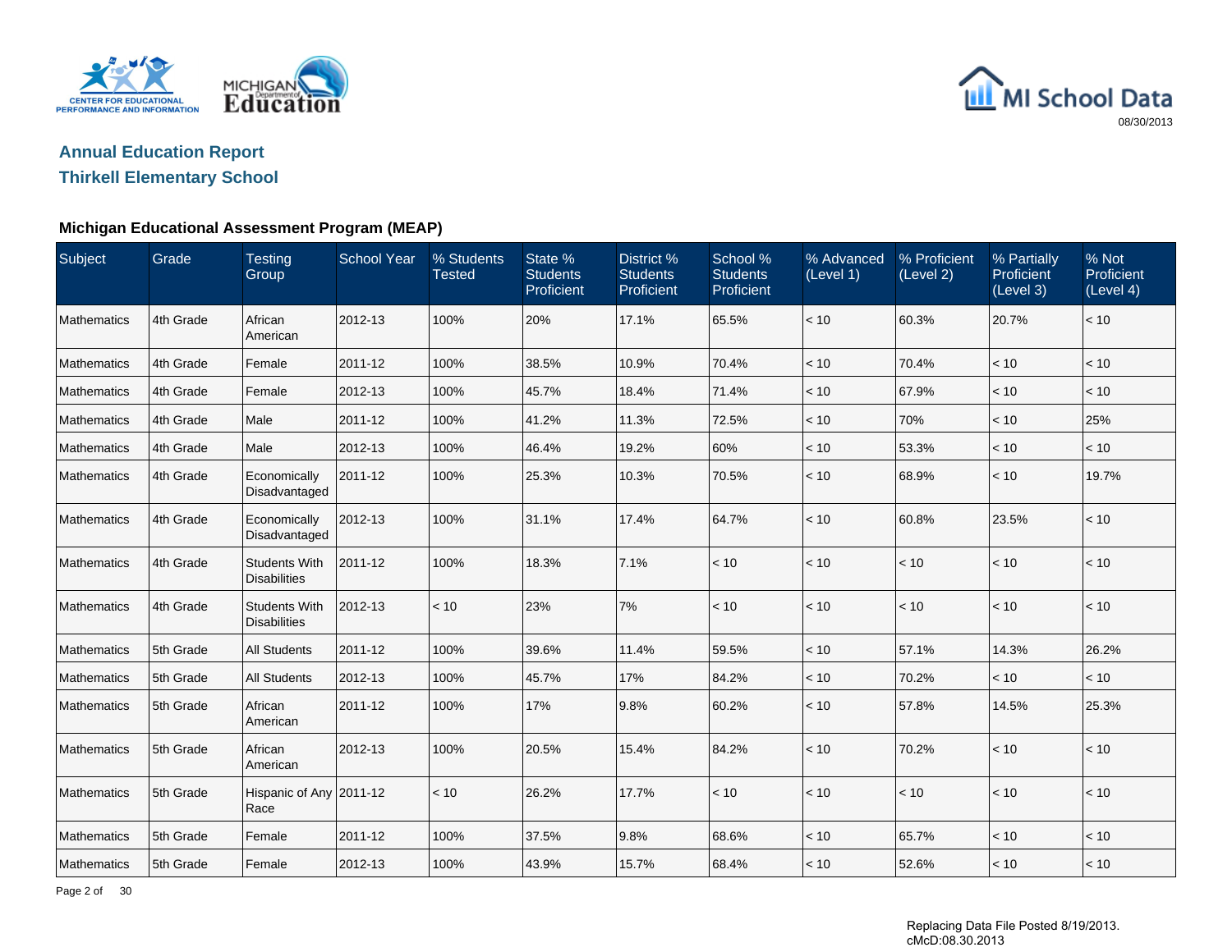## Annual Education Report

## Thirkell Elementary School

### Michigan Educational Assessment Program (MEAP)

| Subject | Grade | Testing Group | School Year | % Students Tested | State % Students Proficient | District % Students Proficient | School % Students Proficient | % Advanced (Level 1) | % Proficient (Level 2) | % Partially Proficient (Level 3) | % Not Proficient (Level 4) |
|---|---|---|---|---|---|---|---|---|---|---|---|
| Mathematics | 4th Grade | African American | 2012-13 | 100% | 20% | 17.1% | 65.5% | < 10 | 60.3% | 20.7% | < 10 |
| Mathematics | 4th Grade | Female | 2011-12 | 100% | 38.5% | 10.9% | 70.4% | < 10 | 70.4% | < 10 | < 10 |
| Mathematics | 4th Grade | Female | 2012-13 | 100% | 45.7% | 18.4% | 71.4% | < 10 | 67.9% | < 10 | < 10 |
| Mathematics | 4th Grade | Male | 2011-12 | 100% | 41.2% | 11.3% | 72.5% | < 10 | 70% | < 10 | 25% |
| Mathematics | 4th Grade | Male | 2012-13 | 100% | 46.4% | 19.2% | 60% | < 10 | 53.3% | < 10 | < 10 |
| Mathematics | 4th Grade | Economically Disadvantaged | 2011-12 | 100% | 25.3% | 10.3% | 70.5% | < 10 | 68.9% | < 10 | 19.7% |
| Mathematics | 4th Grade | Economically Disadvantaged | 2012-13 | 100% | 31.1% | 17.4% | 64.7% | < 10 | 60.8% | 23.5% | < 10 |
| Mathematics | 4th Grade | Students With Disabilities | 2011-12 | 100% | 18.3% | 7.1% | < 10 | < 10 | < 10 | < 10 | < 10 |
| Mathematics | 4th Grade | Students With Disabilities | 2012-13 | < 10 | 23% | 7% | < 10 | < 10 | < 10 | < 10 | < 10 |
| Mathematics | 5th Grade | All Students | 2011-12 | 100% | 39.6% | 11.4% | 59.5% | < 10 | 57.1% | 14.3% | 26.2% |
| Mathematics | 5th Grade | All Students | 2012-13 | 100% | 45.7% | 17% | 84.2% | < 10 | 70.2% | < 10 | < 10 |
| Mathematics | 5th Grade | African American | 2011-12 | 100% | 17% | 9.8% | 60.2% | < 10 | 57.8% | 14.5% | 25.3% |
| Mathematics | 5th Grade | African American | 2012-13 | 100% | 20.5% | 15.4% | 84.2% | < 10 | 70.2% | < 10 | < 10 |
| Mathematics | 5th Grade | Hispanic of Any Race | 2011-12 | < 10 | 26.2% | 17.7% | < 10 | < 10 | < 10 | < 10 | < 10 |
| Mathematics | 5th Grade | Female | 2011-12 | 100% | 37.5% | 9.8% | 68.6% | < 10 | 65.7% | < 10 | < 10 |
| Mathematics | 5th Grade | Female | 2012-13 | 100% | 43.9% | 15.7% | 68.4% | < 10 | 52.6% | < 10 | < 10 |

Replacing Data File Posted 8/19/2013.
cMcD:08.30.2013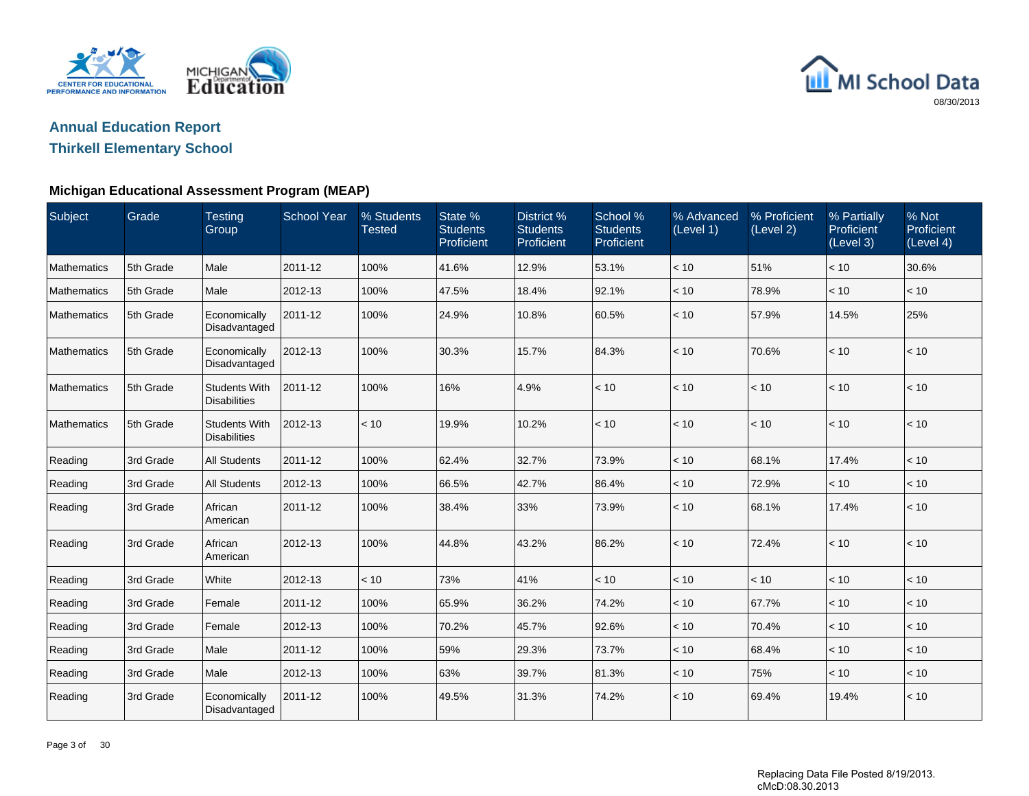# Annual Education Report

## Thirkell Elementary School

### Michigan Educational Assessment Program (MEAP)

| Subject | Grade | Testing Group | School Year | % Students Tested | State % Students Proficient | District % Students Proficient | School % Students Proficient | % Advanced (Level 1) | % Proficient (Level 2) | % Partially Proficient (Level 3) | % Not Proficient (Level 4) |
|---|---|---|---|---|---|---|---|---|---|---|---|
| Mathematics | 5th Grade | Male | 2011-12 | 100% | 41.6% | 12.9% | 53.1% | < 10 | 51% | < 10 | 30.6% |
| Mathematics | 5th Grade | Male | 2012-13 | 100% | 47.5% | 18.4% | 92.1% | < 10 | 78.9% | < 10 | < 10 |
| Mathematics | 5th Grade | Economically Disadvantaged | 2011-12 | 100% | 24.9% | 10.8% | 60.5% | < 10 | 57.9% | 14.5% | 25% |
| Mathematics | 5th Grade | Economically Disadvantaged | 2012-13 | 100% | 30.3% | 15.7% | 84.3% | < 10 | 70.6% | < 10 | < 10 |
| Mathematics | 5th Grade | Students With Disabilities | 2011-12 | 100% | 16% | 4.9% | < 10 | < 10 | < 10 | < 10 | < 10 |
| Mathematics | 5th Grade | Students With Disabilities | 2012-13 | < 10 | 19.9% | 10.2% | < 10 | < 10 | < 10 | < 10 | < 10 |
| Reading | 3rd Grade | All Students | 2011-12 | 100% | 62.4% | 32.7% | 73.9% | < 10 | 68.1% | 17.4% | < 10 |
| Reading | 3rd Grade | All Students | 2012-13 | 100% | 66.5% | 42.7% | 86.4% | < 10 | 72.9% | < 10 | < 10 |
| Reading | 3rd Grade | African American | 2011-12 | 100% | 38.4% | 33% | 73.9% | < 10 | 68.1% | 17.4% | < 10 |
| Reading | 3rd Grade | African American | 2012-13 | 100% | 44.8% | 43.2% | 86.2% | < 10 | 72.4% | < 10 | < 10 |
| Reading | 3rd Grade | White | 2012-13 | < 10 | 73% | 41% | < 10 | < 10 | < 10 | < 10 | < 10 |
| Reading | 3rd Grade | Female | 2011-12 | 100% | 65.9% | 36.2% | 74.2% | < 10 | 67.7% | < 10 | < 10 |
| Reading | 3rd Grade | Female | 2012-13 | 100% | 70.2% | 45.7% | 92.6% | < 10 | 70.4% | < 10 | < 10 |
| Reading | 3rd Grade | Male | 2011-12 | 100% | 59% | 29.3% | 73.7% | < 10 | 68.4% | < 10 | < 10 |
| Reading | 3rd Grade | Male | 2012-13 | 100% | 63% | 39.7% | 81.3% | < 10 | 75% | < 10 | < 10 |
| Reading | 3rd Grade | Economically Disadvantaged | 2011-12 | 100% | 49.5% | 31.3% | 74.2% | < 10 | 69.4% | 19.4% | < 10 |

Replacing Data File Posted 8/19/2013.
cMcD:08.30.2013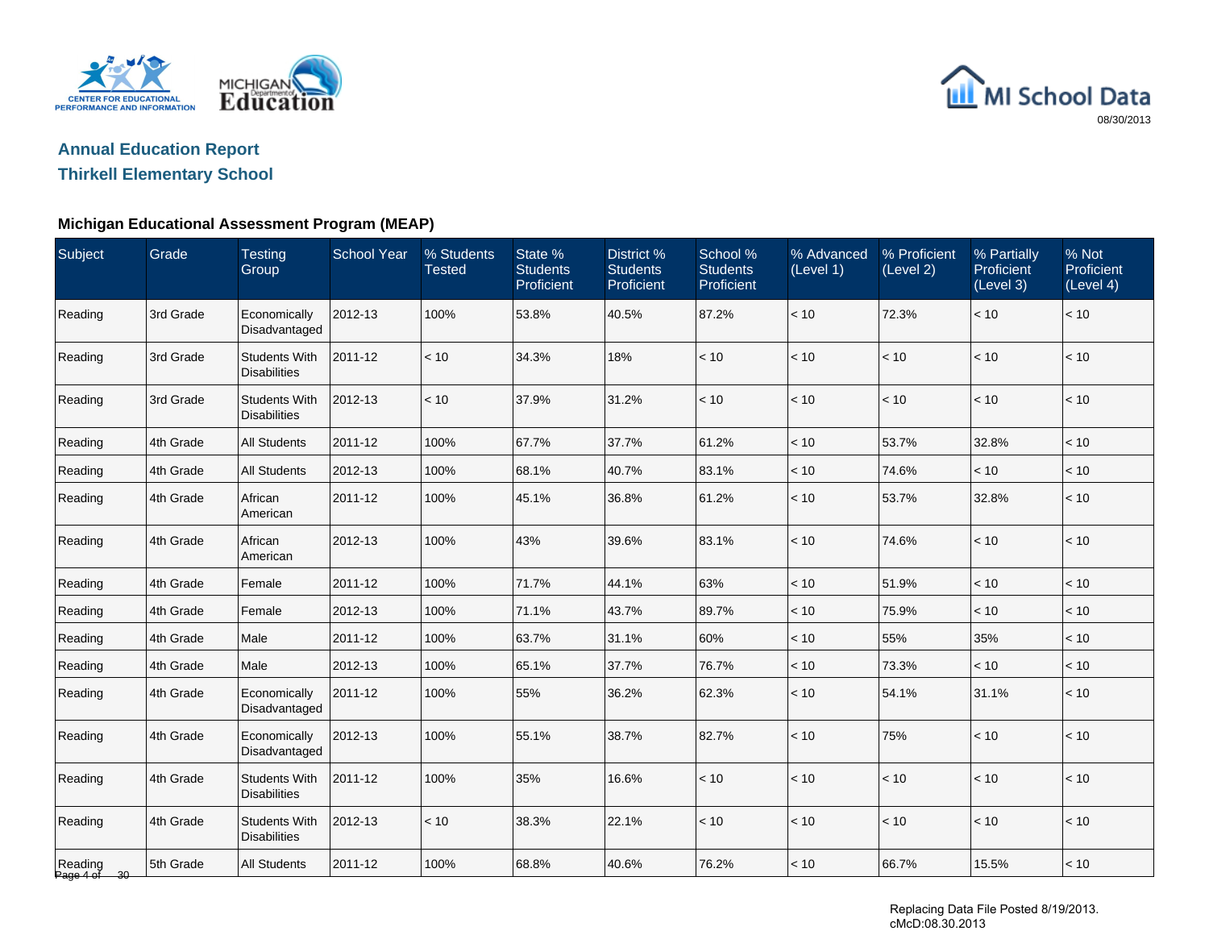## Annual Education Report

## Thirkell Elementary School

### Michigan Educational Assessment Program (MEAP)

| Subject | Grade | Testing Group | School Year | % Students Tested | State % Students Proficient | District % Students Proficient | School % Students Proficient | % Advanced (Level 1) | % Proficient (Level 2) | % Partially Proficient (Level 3) | % Not Proficient (Level 4) |
|---|---|---|---|---|---|---|---|---|---|---|---|
| Reading | 3rd Grade | Economically Disadvantaged | 2012-13 | 100% | 53.8% | 40.5% | 87.2% | < 10 | 72.3% | < 10 | < 10 |
| Reading | 3rd Grade | Students With Disabilities | 2011-12 | < 10 | 34.3% | 18% | < 10 | < 10 | < 10 | < 10 | < 10 |
| Reading | 3rd Grade | Students With Disabilities | 2012-13 | < 10 | 37.9% | 31.2% | < 10 | < 10 | < 10 | < 10 | < 10 |
| Reading | 4th Grade | All Students | 2011-12 | 100% | 67.7% | 37.7% | 61.2% | < 10 | 53.7% | 32.8% | < 10 |
| Reading | 4th Grade | All Students | 2012-13 | 100% | 68.1% | 40.7% | 83.1% | < 10 | 74.6% | < 10 | < 10 |
| Reading | 4th Grade | African American | 2011-12 | 100% | 45.1% | 36.8% | 61.2% | < 10 | 53.7% | 32.8% | < 10 |
| Reading | 4th Grade | African American | 2012-13 | 100% | 43% | 39.6% | 83.1% | < 10 | 74.6% | < 10 | < 10 |
| Reading | 4th Grade | Female | 2011-12 | 100% | 71.7% | 44.1% | 63% | < 10 | 51.9% | < 10 | < 10 |
| Reading | 4th Grade | Female | 2012-13 | 100% | 71.1% | 43.7% | 89.7% | < 10 | 75.9% | < 10 | < 10 |
| Reading | 4th Grade | Male | 2011-12 | 100% | 63.7% | 31.1% | 60% | < 10 | 55% | 35% | < 10 |
| Reading | 4th Grade | Male | 2012-13 | 100% | 65.1% | 37.7% | 76.7% | < 10 | 73.3% | < 10 | < 10 |
| Reading | 4th Grade | Economically Disadvantaged | 2011-12 | 100% | 55% | 36.2% | 62.3% | < 10 | 54.1% | 31.1% | < 10 |
| Reading | 4th Grade | Economically Disadvantaged | 2012-13 | 100% | 55.1% | 38.7% | 82.7% | < 10 | 75% | < 10 | < 10 |
| Reading | 4th Grade | Students With Disabilities | 2011-12 | 100% | 35% | 16.6% | < 10 | < 10 | < 10 | < 10 | < 10 |
| Reading | 4th Grade | Students With Disabilities | 2012-13 | < 10 | 38.3% | 22.1% | < 10 | < 10 | < 10 | < 10 | < 10 |
| Reading | 5th Grade | All Students | 2011-12 | 100% | 68.8% | 40.6% | 76.2% | < 10 | 66.7% | 15.5% | < 10 |

Replacing Data File Posted 8/19/2013.
cMcD:08.30.2013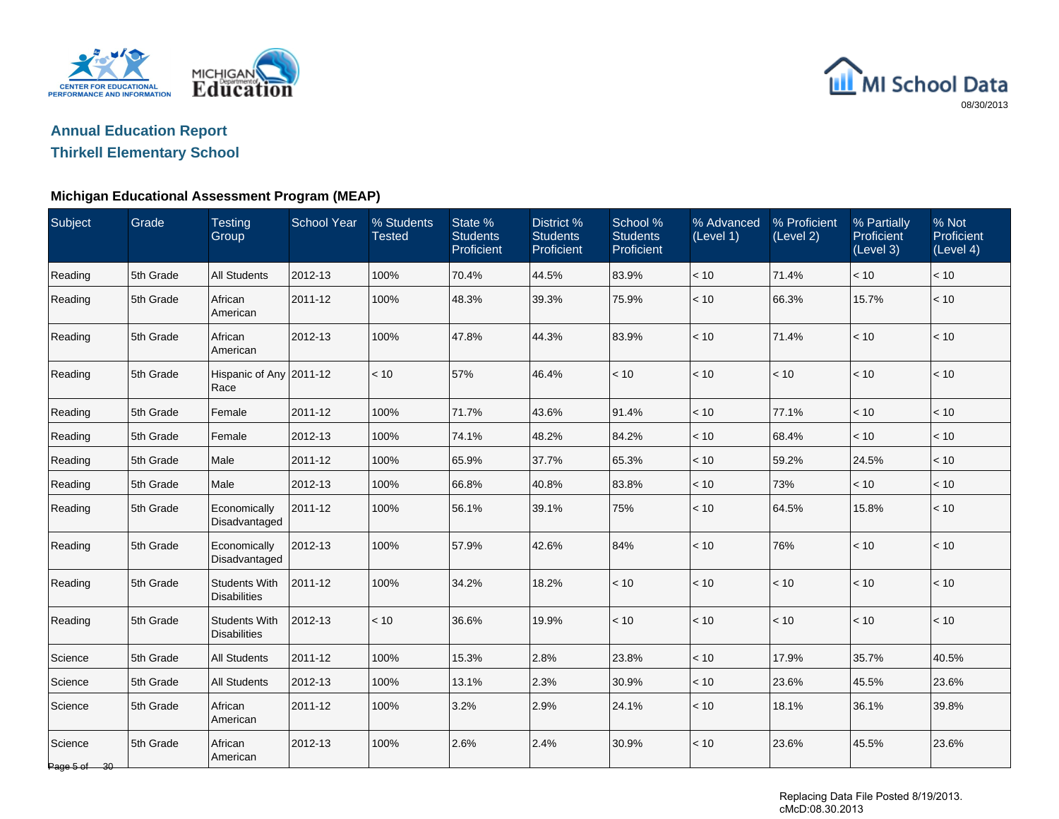## Annual Education Report

## Thirkell Elementary School

### Michigan Educational Assessment Program (MEAP)

| Subject | Grade | Testing Group | School Year | % Students Tested | State % Students Proficient | District % Students Proficient | School % Students Proficient | % Advanced (Level 1) | % Proficient (Level 2) | % Partially Proficient (Level 3) | % Not Proficient (Level 4) |
|---|---|---|---|---|---|---|---|---|---|---|---|
| Reading | 5th Grade | All Students | 2012-13 | 100% | 70.4% | 44.5% | 83.9% | < 10 | 71.4% | < 10 | < 10 |
| Reading | 5th Grade | African American | 2011-12 | 100% | 48.3% | 39.3% | 75.9% | < 10 | 66.3% | 15.7% | < 10 |
| Reading | 5th Grade | African American | 2012-13 | 100% | 47.8% | 44.3% | 83.9% | < 10 | 71.4% | < 10 | < 10 |
| Reading | 5th Grade | Hispanic of Any Race | 2011-12 | < 10 | 57% | 46.4% | < 10 | < 10 | < 10 | < 10 | < 10 |
| Reading | 5th Grade | Female | 2011-12 | 100% | 71.7% | 43.6% | 91.4% | < 10 | 77.1% | < 10 | < 10 |
| Reading | 5th Grade | Female | 2012-13 | 100% | 74.1% | 48.2% | 84.2% | < 10 | 68.4% | < 10 | < 10 |
| Reading | 5th Grade | Male | 2011-12 | 100% | 65.9% | 37.7% | 65.3% | < 10 | 59.2% | 24.5% | < 10 |
| Reading | 5th Grade | Male | 2012-13 | 100% | 66.8% | 40.8% | 83.8% | < 10 | 73% | < 10 | < 10 |
| Reading | 5th Grade | Economically Disadvantaged | 2011-12 | 100% | 56.1% | 39.1% | 75% | < 10 | 64.5% | 15.8% | < 10 |
| Reading | 5th Grade | Economically Disadvantaged | 2012-13 | 100% | 57.9% | 42.6% | 84% | < 10 | 76% | < 10 | < 10 |
| Reading | 5th Grade | Students With Disabilities | 2011-12 | 100% | 34.2% | 18.2% | < 10 | < 10 | < 10 | < 10 | < 10 |
| Reading | 5th Grade | Students With Disabilities | 2012-13 | < 10 | 36.6% | 19.9% | < 10 | < 10 | < 10 | < 10 | < 10 |
| Science | 5th Grade | All Students | 2011-12 | 100% | 15.3% | 2.8% | 23.8% | < 10 | 17.9% | 35.7% | 40.5% |
| Science | 5th Grade | All Students | 2012-13 | 100% | 13.1% | 2.3% | 30.9% | < 10 | 23.6% | 45.5% | 23.6% |
| Science | 5th Grade | African American | 2011-12 | 100% | 3.2% | 2.9% | 24.1% | < 10 | 18.1% | 36.1% | 39.8% |
| Science | 5th Grade | African American | 2012-13 | 100% | 2.6% | 2.4% | 30.9% | < 10 | 23.6% | 45.5% | 23.6% |

Replacing Data File Posted 8/19/2013.
cMcD:08.30.2013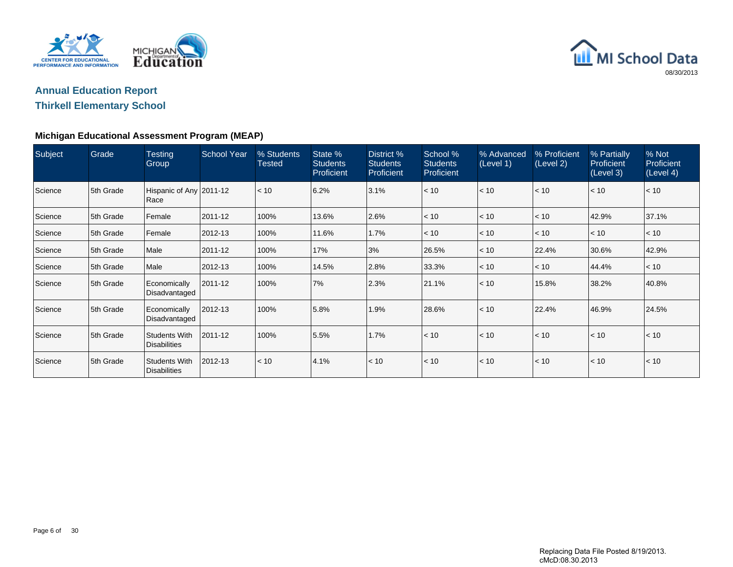## Annual Education Report

## Thirkell Elementary School

### Michigan Educational Assessment Program (MEAP)

| Subject | Grade | Testing Group | School Year | % Students Tested | State % Students Proficient | District % Students Proficient | School % Students Proficient | % Advanced (Level 1) | % Proficient (Level 2) | % Partially Proficient (Level 3) | % Not Proficient (Level 4) |
|---|---|---|---|---|---|---|---|---|---|---|---|
| Science | 5th Grade | Hispanic of Any Race | 2011-12 | < 10 | 6.2% | 3.1% | < 10 | < 10 | < 10 | < 10 | < 10 |
| Science | 5th Grade | Female | 2011-12 | 100% | 13.6% | 2.6% | < 10 | < 10 | < 10 | 42.9% | 37.1% |
| Science | 5th Grade | Female | 2012-13 | 100% | 11.6% | 1.7% | < 10 | < 10 | < 10 | < 10 | < 10 |
| Science | 5th Grade | Male | 2011-12 | 100% | 17% | 3% | 26.5% | < 10 | 22.4% | 30.6% | 42.9% |
| Science | 5th Grade | Male | 2012-13 | 100% | 14.5% | 2.8% | 33.3% | < 10 | < 10 | 44.4% | < 10 |
| Science | 5th Grade | Economically Disadvantaged | 2011-12 | 100% | 7% | 2.3% | 21.1% | < 10 | 15.8% | 38.2% | 40.8% |
| Science | 5th Grade | Economically Disadvantaged | 2012-13 | 100% | 5.8% | 1.9% | 28.6% | < 10 | 22.4% | 46.9% | 24.5% |
| Science | 5th Grade | Students With Disabilities | 2011-12 | 100% | 5.5% | 1.7% | < 10 | < 10 | < 10 | < 10 | < 10 |
| Science | 5th Grade | Students With Disabilities | 2012-13 | < 10 | 4.1% | < 10 | < 10 | < 10 | < 10 | < 10 | < 10 |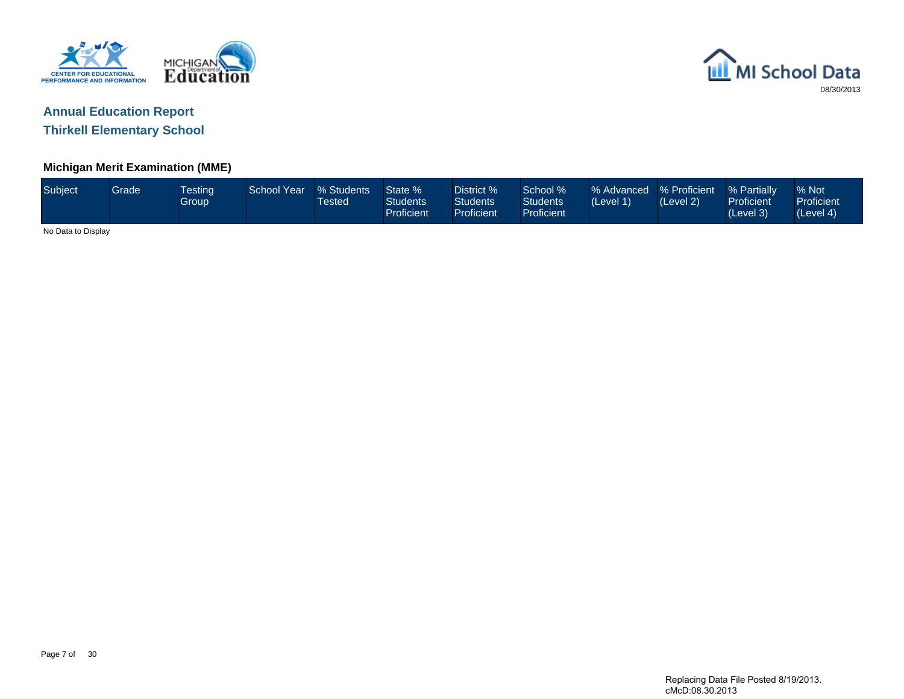# Annual Education Report

## Thirkell Elementary School

### Michigan Merit Examination (MME)

| Subject | Grade | Testing Group | School Year | % Students Tested | State % Students Proficient | District % Students Proficient | School % Students Proficient | % Advanced (Level 1) | % Proficient (Level 2) | % Partially Proficient (Level 3) | % Not Proficient (Level 4) |
|---|---|---|---|---|---|---|---|---|---|---|---|

No Data to Display

Replacing Data File Posted 8/19/2013.
cMcD:08.30.2013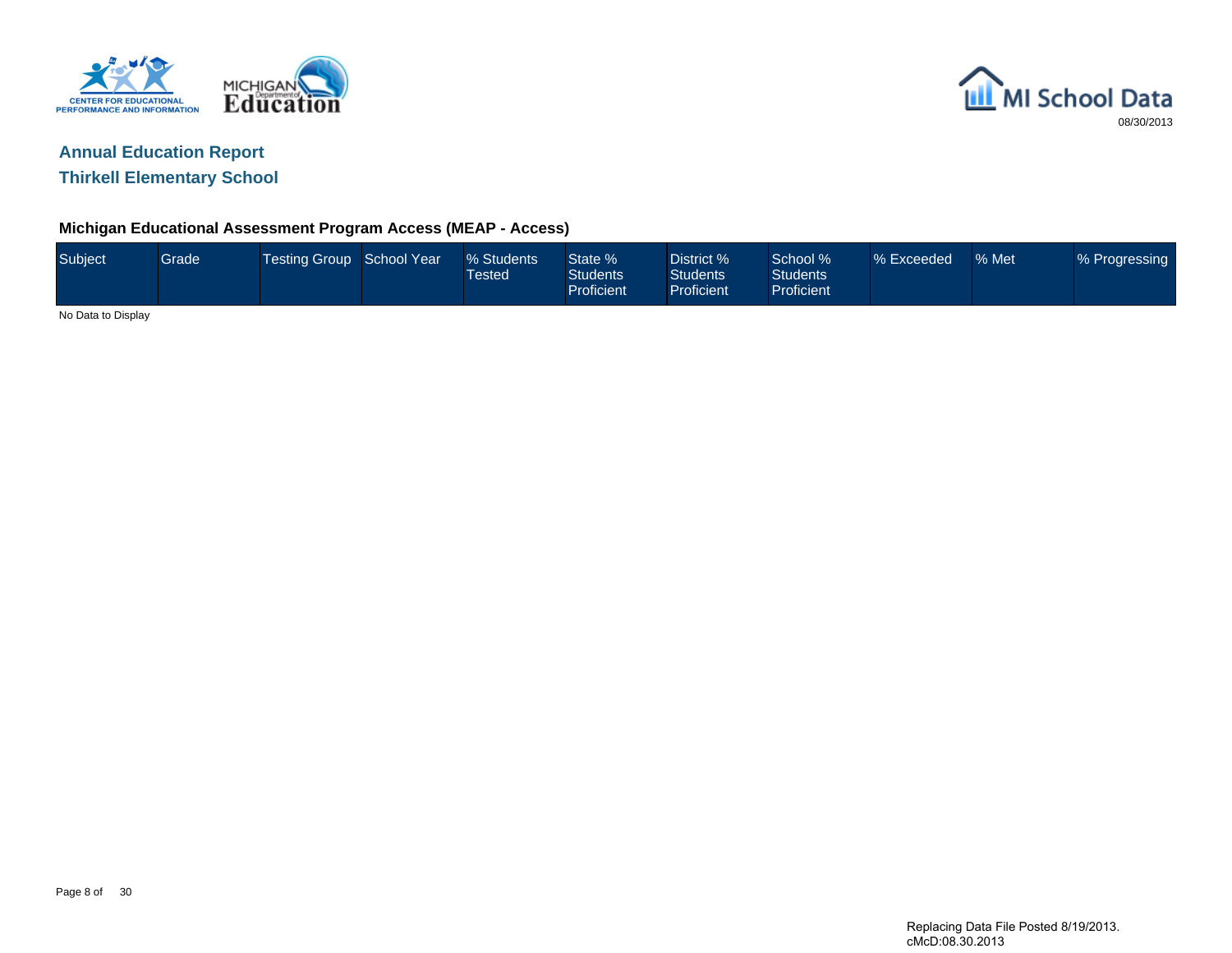## Annual Education Report

## Thirkell Elementary School

### Michigan Educational Assessment Program Access (MEAP - Access)

| Subject | Grade | Testing Group | School Year | % Students Tested | State % Students Proficient | District % Students Proficient | School % Students Proficient | % Exceeded | % Met | % Progressing |
|---|---|---|---|---|---|---|---|---|---|---|

No Data to Display

Replacing Data File Posted 8/19/2013.
cMcD:08.30.2013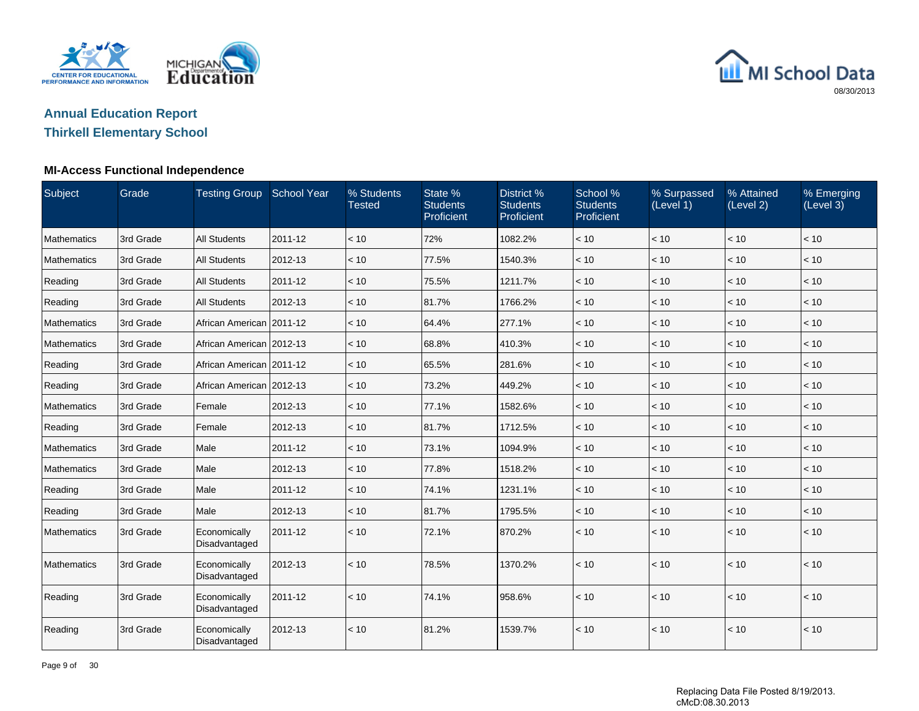## Annual Education Report

## Thirkell Elementary School

### MI-Access Functional Independence

| Subject | Grade | Testing Group | School Year | % Students Tested | State % Students Proficient | District % Students Proficient | School % Students Proficient | % Surpassed (Level 1) | % Attained (Level 2) | % Emerging (Level 3) |
|---|---|---|---|---|---|---|---|---|---|---|
| Mathematics | 3rd Grade | All Students | 2011-12 | < 10 | 72% | 1082.2% | < 10 | < 10 | < 10 | < 10 |
| Mathematics | 3rd Grade | All Students | 2012-13 | < 10 | 77.5% | 1540.3% | < 10 | < 10 | < 10 | < 10 |
| Reading | 3rd Grade | All Students | 2011-12 | < 10 | 75.5% | 1211.7% | < 10 | < 10 | < 10 | < 10 |
| Reading | 3rd Grade | All Students | 2012-13 | < 10 | 81.7% | 1766.2% | < 10 | < 10 | < 10 | < 10 |
| Mathematics | 3rd Grade | African American | 2011-12 | < 10 | 64.4% | 277.1% | < 10 | < 10 | < 10 | < 10 |
| Mathematics | 3rd Grade | African American | 2012-13 | < 10 | 68.8% | 410.3% | < 10 | < 10 | < 10 | < 10 |
| Reading | 3rd Grade | African American | 2011-12 | < 10 | 65.5% | 281.6% | < 10 | < 10 | < 10 | < 10 |
| Reading | 3rd Grade | African American | 2012-13 | < 10 | 73.2% | 449.2% | < 10 | < 10 | < 10 | < 10 |
| Mathematics | 3rd Grade | Female | 2012-13 | < 10 | 77.1% | 1582.6% | < 10 | < 10 | < 10 | < 10 |
| Reading | 3rd Grade | Female | 2012-13 | < 10 | 81.7% | 1712.5% | < 10 | < 10 | < 10 | < 10 |
| Mathematics | 3rd Grade | Male | 2011-12 | < 10 | 73.1% | 1094.9% | < 10 | < 10 | < 10 | < 10 |
| Mathematics | 3rd Grade | Male | 2012-13 | < 10 | 77.8% | 1518.2% | < 10 | < 10 | < 10 | < 10 |
| Reading | 3rd Grade | Male | 2011-12 | < 10 | 74.1% | 1231.1% | < 10 | < 10 | < 10 | < 10 |
| Reading | 3rd Grade | Male | 2012-13 | < 10 | 81.7% | 1795.5% | < 10 | < 10 | < 10 | < 10 |
| Mathematics | 3rd Grade | Economically Disadvantaged | 2011-12 | < 10 | 72.1% | 870.2% | < 10 | < 10 | < 10 | < 10 |
| Mathematics | 3rd Grade | Economically Disadvantaged | 2012-13 | < 10 | 78.5% | 1370.2% | < 10 | < 10 | < 10 | < 10 |
| Reading | 3rd Grade | Economically Disadvantaged | 2011-12 | < 10 | 74.1% | 958.6% | < 10 | < 10 | < 10 | < 10 |
| Reading | 3rd Grade | Economically Disadvantaged | 2012-13 | < 10 | 81.2% | 1539.7% | < 10 | < 10 | < 10 | < 10 |

Replacing Data File Posted 8/19/2013.
cMcD:08.30.2013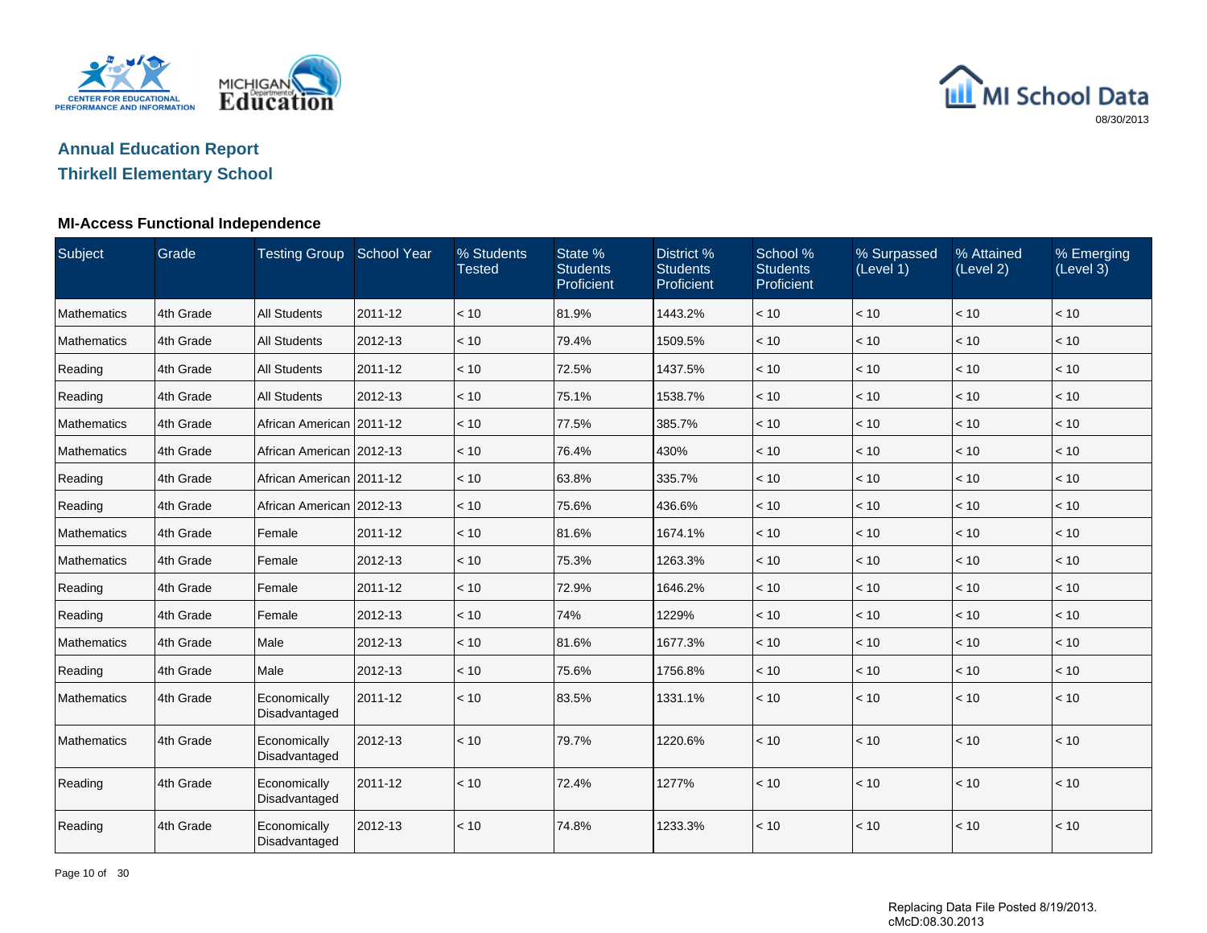## Annual Education Report

## Thirkell Elementary School

### MI-Access Functional Independence

| Subject | Grade | Testing Group | School Year | % Students Tested | State % Students Proficient | District % Students Proficient | School % Students Proficient | % Surpassed (Level 1) | % Attained (Level 2) | % Emerging (Level 3) |
|---|---|---|---|---|---|---|---|---|---|---|
| Mathematics | 4th Grade | All Students | 2011-12 | < 10 | 81.9% | 1443.2% | < 10 | < 10 | < 10 | < 10 |
| Mathematics | 4th Grade | All Students | 2012-13 | < 10 | 79.4% | 1509.5% | < 10 | < 10 | < 10 | < 10 |
| Reading | 4th Grade | All Students | 2011-12 | < 10 | 72.5% | 1437.5% | < 10 | < 10 | < 10 | < 10 |
| Reading | 4th Grade | All Students | 2012-13 | < 10 | 75.1% | 1538.7% | < 10 | < 10 | < 10 | < 10 |
| Mathematics | 4th Grade | African American | 2011-12 | < 10 | 77.5% | 385.7% | < 10 | < 10 | < 10 | < 10 |
| Mathematics | 4th Grade | African American | 2012-13 | < 10 | 76.4% | 430% | < 10 | < 10 | < 10 | < 10 |
| Reading | 4th Grade | African American | 2011-12 | < 10 | 63.8% | 335.7% | < 10 | < 10 | < 10 | < 10 |
| Reading | 4th Grade | African American | 2012-13 | < 10 | 75.6% | 436.6% | < 10 | < 10 | < 10 | < 10 |
| Mathematics | 4th Grade | Female | 2011-12 | < 10 | 81.6% | 1674.1% | < 10 | < 10 | < 10 | < 10 |
| Mathematics | 4th Grade | Female | 2012-13 | < 10 | 75.3% | 1263.3% | < 10 | < 10 | < 10 | < 10 |
| Reading | 4th Grade | Female | 2011-12 | < 10 | 72.9% | 1646.2% | < 10 | < 10 | < 10 | < 10 |
| Reading | 4th Grade | Female | 2012-13 | < 10 | 74% | 1229% | < 10 | < 10 | < 10 | < 10 |
| Mathematics | 4th Grade | Male | 2012-13 | < 10 | 81.6% | 1677.3% | < 10 | < 10 | < 10 | < 10 |
| Reading | 4th Grade | Male | 2012-13 | < 10 | 75.6% | 1756.8% | < 10 | < 10 | < 10 | < 10 |
| Mathematics | 4th Grade | Economically Disadvantaged | 2011-12 | < 10 | 83.5% | 1331.1% | < 10 | < 10 | < 10 | < 10 |
| Mathematics | 4th Grade | Economically Disadvantaged | 2012-13 | < 10 | 79.7% | 1220.6% | < 10 | < 10 | < 10 | < 10 |
| Reading | 4th Grade | Economically Disadvantaged | 2011-12 | < 10 | 72.4% | 1277% | < 10 | < 10 | < 10 | < 10 |
| Reading | 4th Grade | Economically Disadvantaged | 2012-13 | < 10 | 74.8% | 1233.3% | < 10 | < 10 | < 10 | < 10 |

Replacing Data File Posted 8/19/2013.
cMcD:08.30.2013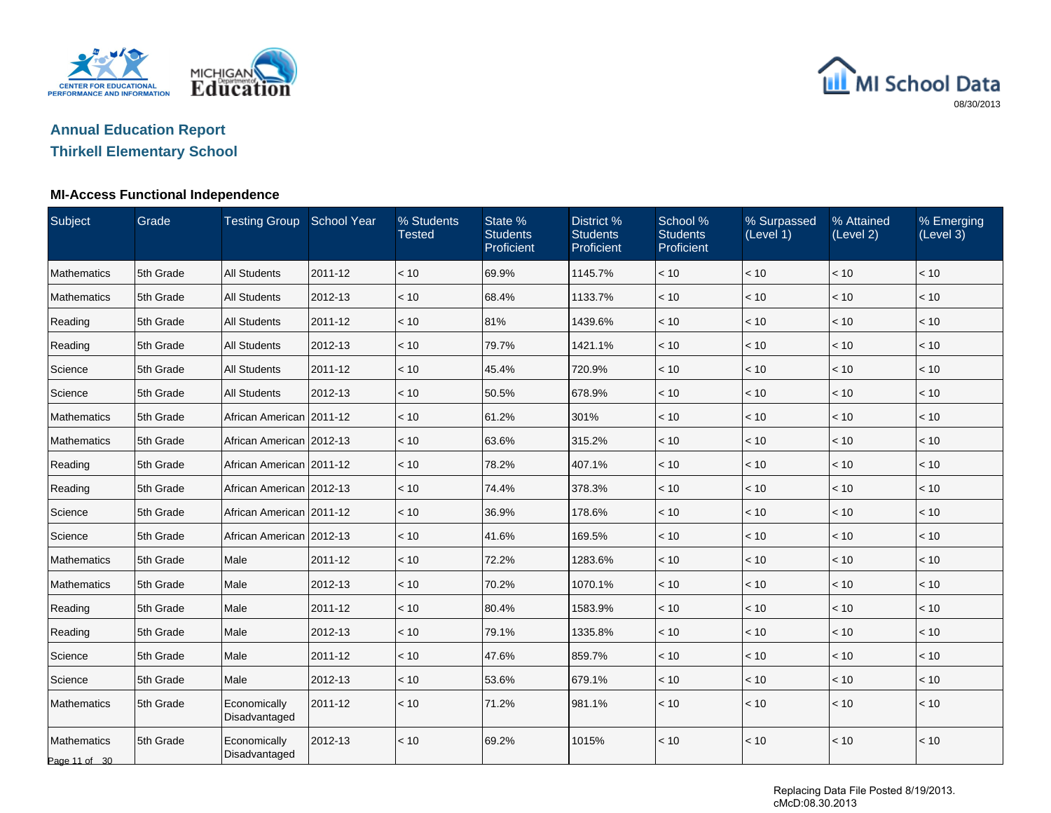## Annual Education Report

## Thirkell Elementary School

### MI-Access Functional Independence

| Subject | Grade | Testing Group | School Year | % Students Tested | State % Students Proficient | District % Students Proficient | School % Students Proficient | % Surpassed (Level 1) | % Attained (Level 2) | % Emerging (Level 3) |
|---|---|---|---|---|---|---|---|---|---|---|
| Mathematics | 5th Grade | All Students | 2011-12 | < 10 | 69.9% | 1145.7% | < 10 | < 10 | < 10 | < 10 |
| Mathematics | 5th Grade | All Students | 2012-13 | < 10 | 68.4% | 1133.7% | < 10 | < 10 | < 10 | < 10 |
| Reading | 5th Grade | All Students | 2011-12 | < 10 | 81% | 1439.6% | < 10 | < 10 | < 10 | < 10 |
| Reading | 5th Grade | All Students | 2012-13 | < 10 | 79.7% | 1421.1% | < 10 | < 10 | < 10 | < 10 |
| Science | 5th Grade | All Students | 2011-12 | < 10 | 45.4% | 720.9% | < 10 | < 10 | < 10 | < 10 |
| Science | 5th Grade | All Students | 2012-13 | < 10 | 50.5% | 678.9% | < 10 | < 10 | < 10 | < 10 |
| Mathematics | 5th Grade | African American | 2011-12 | < 10 | 61.2% | 301% | < 10 | < 10 | < 10 | < 10 |
| Mathematics | 5th Grade | African American | 2012-13 | < 10 | 63.6% | 315.2% | < 10 | < 10 | < 10 | < 10 |
| Reading | 5th Grade | African American | 2011-12 | < 10 | 78.2% | 407.1% | < 10 | < 10 | < 10 | < 10 |
| Reading | 5th Grade | African American | 2012-13 | < 10 | 74.4% | 378.3% | < 10 | < 10 | < 10 | < 10 |
| Science | 5th Grade | African American | 2011-12 | < 10 | 36.9% | 178.6% | < 10 | < 10 | < 10 | < 10 |
| Science | 5th Grade | African American | 2012-13 | < 10 | 41.6% | 169.5% | < 10 | < 10 | < 10 | < 10 |
| Mathematics | 5th Grade | Male | 2011-12 | < 10 | 72.2% | 1283.6% | < 10 | < 10 | < 10 | < 10 |
| Mathematics | 5th Grade | Male | 2012-13 | < 10 | 70.2% | 1070.1% | < 10 | < 10 | < 10 | < 10 |
| Reading | 5th Grade | Male | 2011-12 | < 10 | 80.4% | 1583.9% | < 10 | < 10 | < 10 | < 10 |
| Reading | 5th Grade | Male | 2012-13 | < 10 | 79.1% | 1335.8% | < 10 | < 10 | < 10 | < 10 |
| Science | 5th Grade | Male | 2011-12 | < 10 | 47.6% | 859.7% | < 10 | < 10 | < 10 | < 10 |
| Science | 5th Grade | Male | 2012-13 | < 10 | 53.6% | 679.1% | < 10 | < 10 | < 10 | < 10 |
| Mathematics | 5th Grade | Economically Disadvantaged | 2011-12 | < 10 | 71.2% | 981.1% | < 10 | < 10 | < 10 | < 10 |
| Mathematics | 5th Grade | Economically Disadvantaged | 2012-13 | < 10 | 69.2% | 1015% | < 10 | < 10 | < 10 | < 10 |

Replacing Data File Posted 8/19/2013.
cMcD:08.30.2013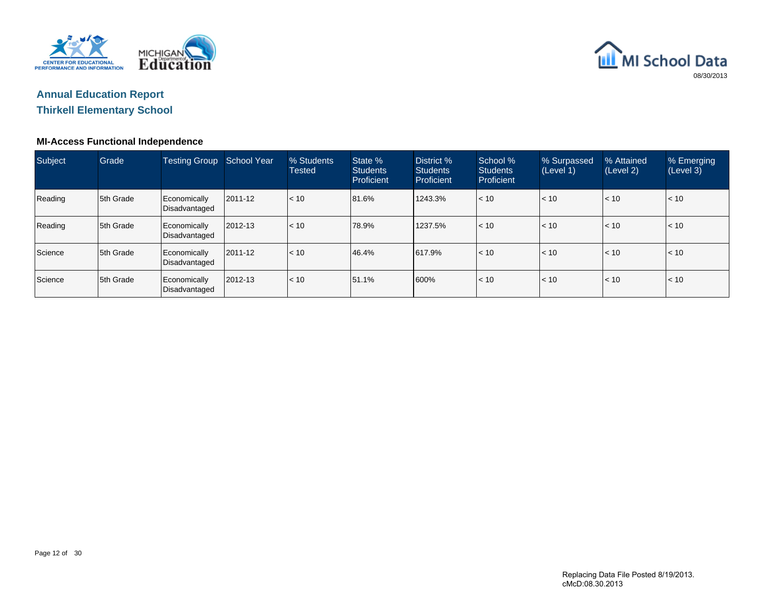Annual Education Report

Thirkell Elementary School

### MI-Access Functional Independence

| Subject | Grade | Testing Group | School Year | % Students Tested | State % Students Proficient | District % Students Proficient | School % Students Proficient | % Surpassed (Level 1) | % Attained (Level 2) | % Emerging (Level 3) |
|---|---|---|---|---|---|---|---|---|---|---|
| Reading | 5th Grade | Economically Disadvantaged | 2011-12 | < 10 | 81.6% | 1243.3% | < 10 | < 10 | < 10 | < 10 |
| Reading | 5th Grade | Economically Disadvantaged | 2012-13 | < 10 | 78.9% | 1237.5% | < 10 | < 10 | < 10 | < 10 |
| Science | 5th Grade | Economically Disadvantaged | 2011-12 | < 10 | 46.4% | 617.9% | < 10 | < 10 | < 10 | < 10 |
| Science | 5th Grade | Economically Disadvantaged | 2012-13 | < 10 | 51.1% | 600% | < 10 | < 10 | < 10 | < 10 |

Replacing Data File Posted 8/19/2013.
cMcD:08.30.2013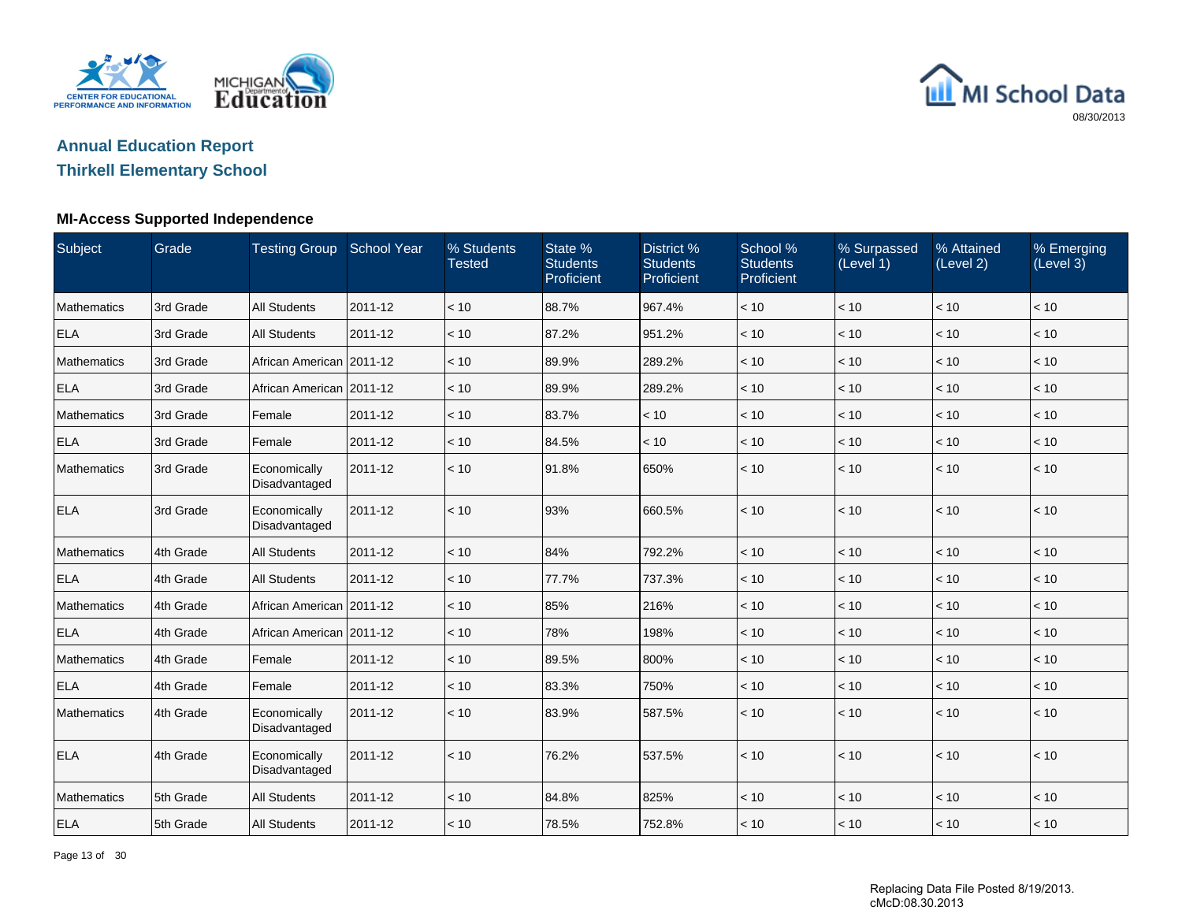## Annual Education Report
## Thirkell Elementary School

### MI-Access Supported Independence

| Subject | Grade | Testing Group | School Year | % Students Tested | State % Students Proficient | District % Students Proficient | School % Students Proficient | % Surpassed (Level 1) | % Attained (Level 2) | % Emerging (Level 3) |
|---|---|---|---|---|---|---|---|---|---|---|
| Mathematics | 3rd Grade | All Students | 2011-12 | < 10 | 88.7% | 967.4% | < 10 | < 10 | < 10 | < 10 |
| ELA | 3rd Grade | All Students | 2011-12 | < 10 | 87.2% | 951.2% | < 10 | < 10 | < 10 | < 10 |
| Mathematics | 3rd Grade | African American | 2011-12 | < 10 | 89.9% | 289.2% | < 10 | < 10 | < 10 | < 10 |
| ELA | 3rd Grade | African American | 2011-12 | < 10 | 89.9% | 289.2% | < 10 | < 10 | < 10 | < 10 |
| Mathematics | 3rd Grade | Female | 2011-12 | < 10 | 83.7% | < 10 | < 10 | < 10 | < 10 | < 10 |
| ELA | 3rd Grade | Female | 2011-12 | < 10 | 84.5% | < 10 | < 10 | < 10 | < 10 | < 10 |
| Mathematics | 3rd Grade | Economically Disadvantaged | 2011-12 | < 10 | 91.8% | 650% | < 10 | < 10 | < 10 | < 10 |
| ELA | 3rd Grade | Economically Disadvantaged | 2011-12 | < 10 | 93% | 660.5% | < 10 | < 10 | < 10 | < 10 |
| Mathematics | 4th Grade | All Students | 2011-12 | < 10 | 84% | 792.2% | < 10 | < 10 | < 10 | < 10 |
| ELA | 4th Grade | All Students | 2011-12 | < 10 | 77.7% | 737.3% | < 10 | < 10 | < 10 | < 10 |
| Mathematics | 4th Grade | African American | 2011-12 | < 10 | 85% | 216% | < 10 | < 10 | < 10 | < 10 |
| ELA | 4th Grade | African American | 2011-12 | < 10 | 78% | 198% | < 10 | < 10 | < 10 | < 10 |
| Mathematics | 4th Grade | Female | 2011-12 | < 10 | 89.5% | 800% | < 10 | < 10 | < 10 | < 10 |
| ELA | 4th Grade | Female | 2011-12 | < 10 | 83.3% | 750% | < 10 | < 10 | < 10 | < 10 |
| Mathematics | 4th Grade | Economically Disadvantaged | 2011-12 | < 10 | 83.9% | 587.5% | < 10 | < 10 | < 10 | < 10 |
| ELA | 4th Grade | Economically Disadvantaged | 2011-12 | < 10 | 76.2% | 537.5% | < 10 | < 10 | < 10 | < 10 |
| Mathematics | 5th Grade | All Students | 2011-12 | < 10 | 84.8% | 825% | < 10 | < 10 | < 10 | < 10 |
| ELA | 5th Grade | All Students | 2011-12 | < 10 | 78.5% | 752.8% | < 10 | < 10 | < 10 | < 10 |

Replacing Data File Posted 8/19/2013.
cMcD:08.30.2013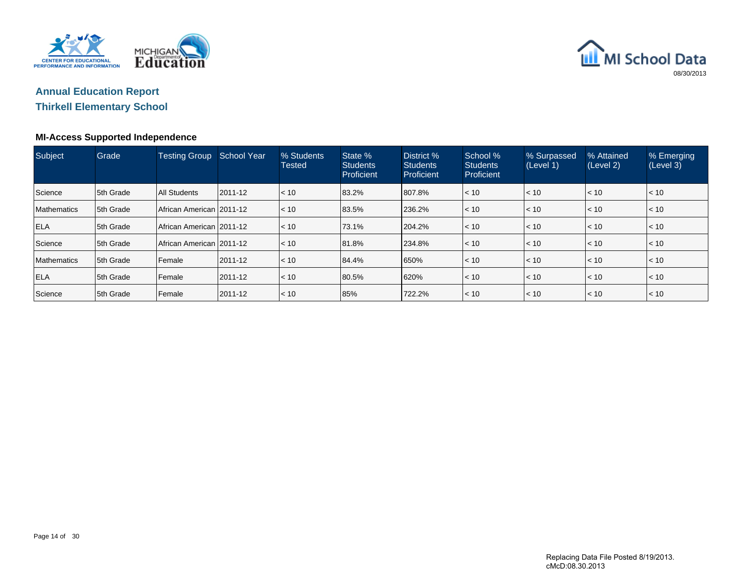## Annual Education Report

## Thirkell Elementary School

### MI-Access Supported Independence

| Subject | Grade | Testing Group | School Year | % Students Tested | State % Students Proficient | District % Students Proficient | School % Students Proficient | % Surpassed (Level 1) | % Attained (Level 2) | % Emerging (Level 3) |
|---|---|---|---|---|---|---|---|---|---|---|
| Science | 5th Grade | All Students | 2011-12 | < 10 | 83.2% | 807.8% | < 10 | < 10 | < 10 | < 10 |
| Mathematics | 5th Grade | African American | 2011-12 | < 10 | 83.5% | 236.2% | < 10 | < 10 | < 10 | < 10 |
| ELA | 5th Grade | African American | 2011-12 | < 10 | 73.1% | 204.2% | < 10 | < 10 | < 10 | < 10 |
| Science | 5th Grade | African American | 2011-12 | < 10 | 81.8% | 234.8% | < 10 | < 10 | < 10 | < 10 |
| Mathematics | 5th Grade | Female | 2011-12 | < 10 | 84.4% | 650% | < 10 | < 10 | < 10 | < 10 |
| ELA | 5th Grade | Female | 2011-12 | < 10 | 80.5% | 620% | < 10 | < 10 | < 10 | < 10 |
| Science | 5th Grade | Female | 2011-12 | < 10 | 85% | 722.2% | < 10 | < 10 | < 10 | < 10 |

Replacing Data File Posted 8/19/2013.
cMcD:08.30.2013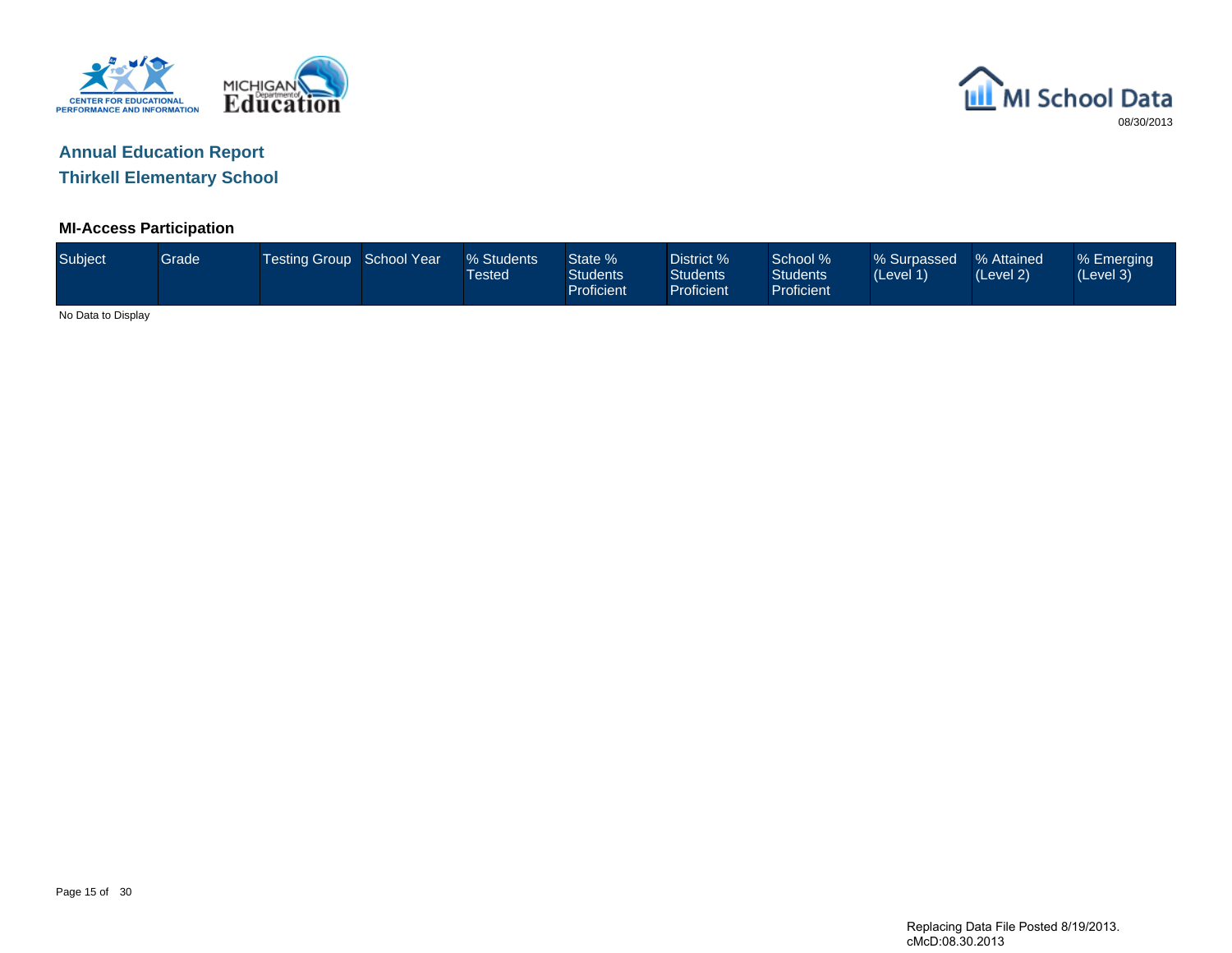## Annual Education Report
## Thirkell Elementary School

### MI-Access Participation

| Subject | Grade | Testing Group | School Year | % Students Tested | State % Students Proficient | District % Students Proficient | School % Students Proficient | % Surpassed (Level 1) | % Attained (Level 2) | % Emerging (Level 3) |
|---|---|---|---|---|---|---|---|---|---|---|

No Data to Display

Replacing Data File Posted 8/19/2013.
cMcD:08.30.2013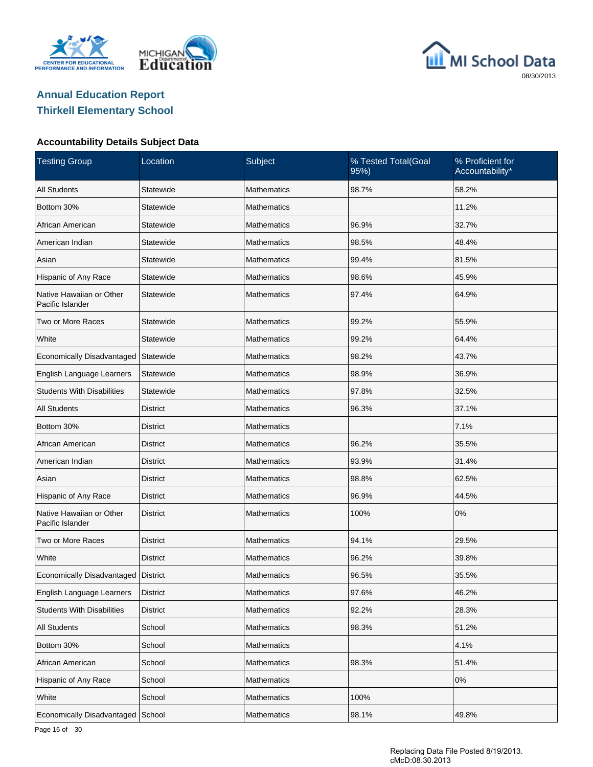MI School Data

08/30/2013

## Annual Education Report
## Thirkell Elementary School

### Accountability Details Subject Data

| Testing Group | Location | Subject | % Tested Total(Goal 95%) | % Proficient for Accountability* |
|---|---|---|---|---|
| All Students | Statewide | Mathematics | 98.7% | 58.2% |
| Bottom 30% | Statewide | Mathematics | | 11.2% |
| African American | Statewide | Mathematics | 96.9% | 32.7% |
| American Indian | Statewide | Mathematics | 98.5% | 48.4% |
| Asian | Statewide | Mathematics | 99.4% | 81.5% |
| Hispanic of Any Race | Statewide | Mathematics | 98.6% | 45.9% |
| Native Hawaiian or Other Pacific Islander | Statewide | Mathematics | 97.4% | 64.9% |
| Two or More Races | Statewide | Mathematics | 99.2% | 55.9% |
| White | Statewide | Mathematics | 99.2% | 64.4% |
| Economically Disadvantaged | Statewide | Mathematics | 98.2% | 43.7% |
| English Language Learners | Statewide | Mathematics | 98.9% | 36.9% |
| Students With Disabilities | Statewide | Mathematics | 97.8% | 32.5% |
| All Students | District | Mathematics | 96.3% | 37.1% |
| Bottom 30% | District | Mathematics | | 7.1% |
| African American | District | Mathematics | 96.2% | 35.5% |
| American Indian | District | Mathematics | 93.9% | 31.4% |
| Asian | District | Mathematics | 98.8% | 62.5% |
| Hispanic of Any Race | District | Mathematics | 96.9% | 44.5% |
| Native Hawaiian or Other Pacific Islander | District | Mathematics | 100% | 0% |
| Two or More Races | District | Mathematics | 94.1% | 29.5% |
| White | District | Mathematics | 96.2% | 39.8% |
| Economically Disadvantaged | District | Mathematics | 96.5% | 35.5% |
| English Language Learners | District | Mathematics | 97.6% | 46.2% |
| Students With Disabilities | District | Mathematics | 92.2% | 28.3% |
| All Students | School | Mathematics | 98.3% | 51.2% |
| Bottom 30% | School | Mathematics | | 4.1% |
| African American | School | Mathematics | 98.3% | 51.4% |
| Hispanic of Any Race | School | Mathematics | | 0% |
| White | School | Mathematics | 100% | |
| Economically Disadvantaged | School | Mathematics | 98.1% | 49.8% |

Replacing Data File Posted 8/19/2013.
cMcD:08.30.2013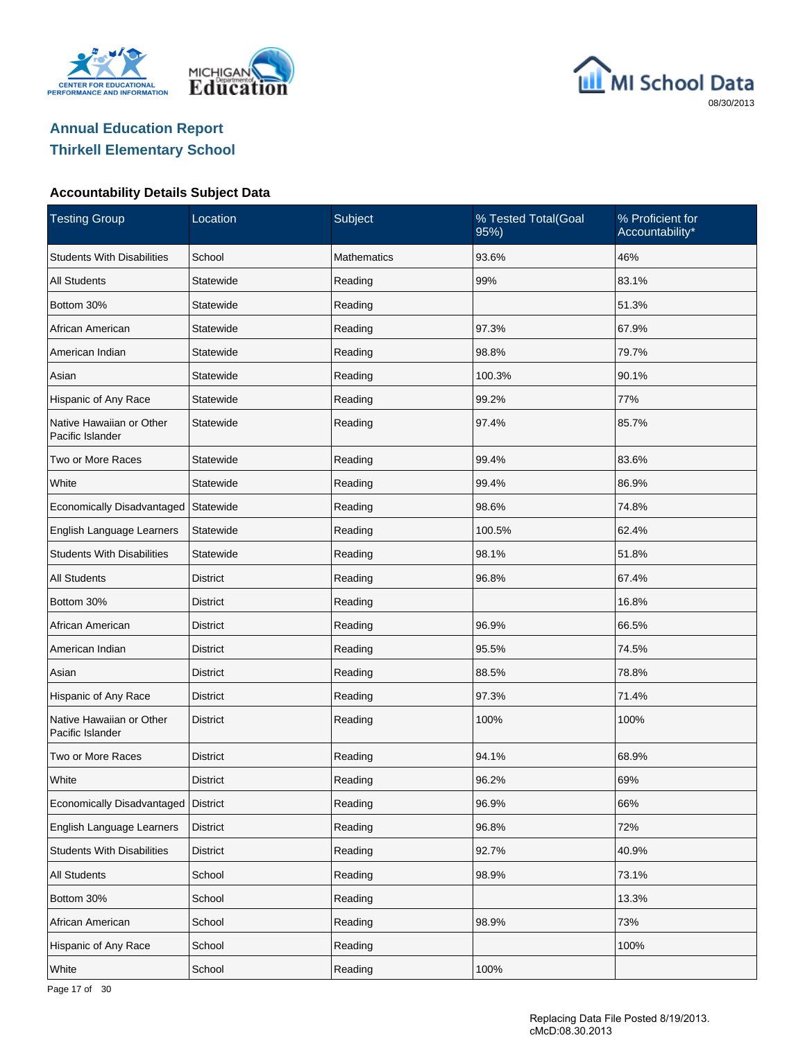## Annual Education Report
## Thirkell Elementary School

### Accountability Details Subject Data

| Testing Group | Location | Subject | % Tested Total(Goal 95%) | % Proficient for Accountability* |
|---|---|---|---|---|
| Students With Disabilities | School | Mathematics | 93.6% | 46% |
| All Students | Statewide | Reading | 99% | 83.1% |
| Bottom 30% | Statewide | Reading | | 51.3% |
| African American | Statewide | Reading | 97.3% | 67.9% |
| American Indian | Statewide | Reading | 98.8% | 79.7% |
| Asian | Statewide | Reading | 100.3% | 90.1% |
| Hispanic of Any Race | Statewide | Reading | 99.2% | 77% |
| Native Hawaiian or Other Pacific Islander | Statewide | Reading | 97.4% | 85.7% |
| Two or More Races | Statewide | Reading | 99.4% | 83.6% |
| White | Statewide | Reading | 99.4% | 86.9% |
| Economically Disadvantaged | Statewide | Reading | 98.6% | 74.8% |
| English Language Learners | Statewide | Reading | 100.5% | 62.4% |
| Students With Disabilities | Statewide | Reading | 98.1% | 51.8% |
| All Students | District | Reading | 96.8% | 67.4% |
| Bottom 30% | District | Reading | | 16.8% |
| African American | District | Reading | 96.9% | 66.5% |
| American Indian | District | Reading | 95.5% | 74.5% |
| Asian | District | Reading | 88.5% | 78.8% |
| Hispanic of Any Race | District | Reading | 97.3% | 71.4% |
| Native Hawaiian or Other Pacific Islander | District | Reading | 100% | 100% |
| Two or More Races | District | Reading | 94.1% | 68.9% |
| White | District | Reading | 96.2% | 69% |
| Economically Disadvantaged | District | Reading | 96.9% | 66% |
| English Language Learners | District | Reading | 96.8% | 72% |
| Students With Disabilities | District | Reading | 92.7% | 40.9% |
| All Students | School | Reading | 98.9% | 73.1% |
| Bottom 30% | School | Reading | | 13.3% |
| African American | School | Reading | 98.9% | 73% |
| Hispanic of Any Race | School | Reading | | 100% |
| White | School | Reading | 100% | |

Replacing Data File Posted 8/19/2013.
cMcD:08.30.2013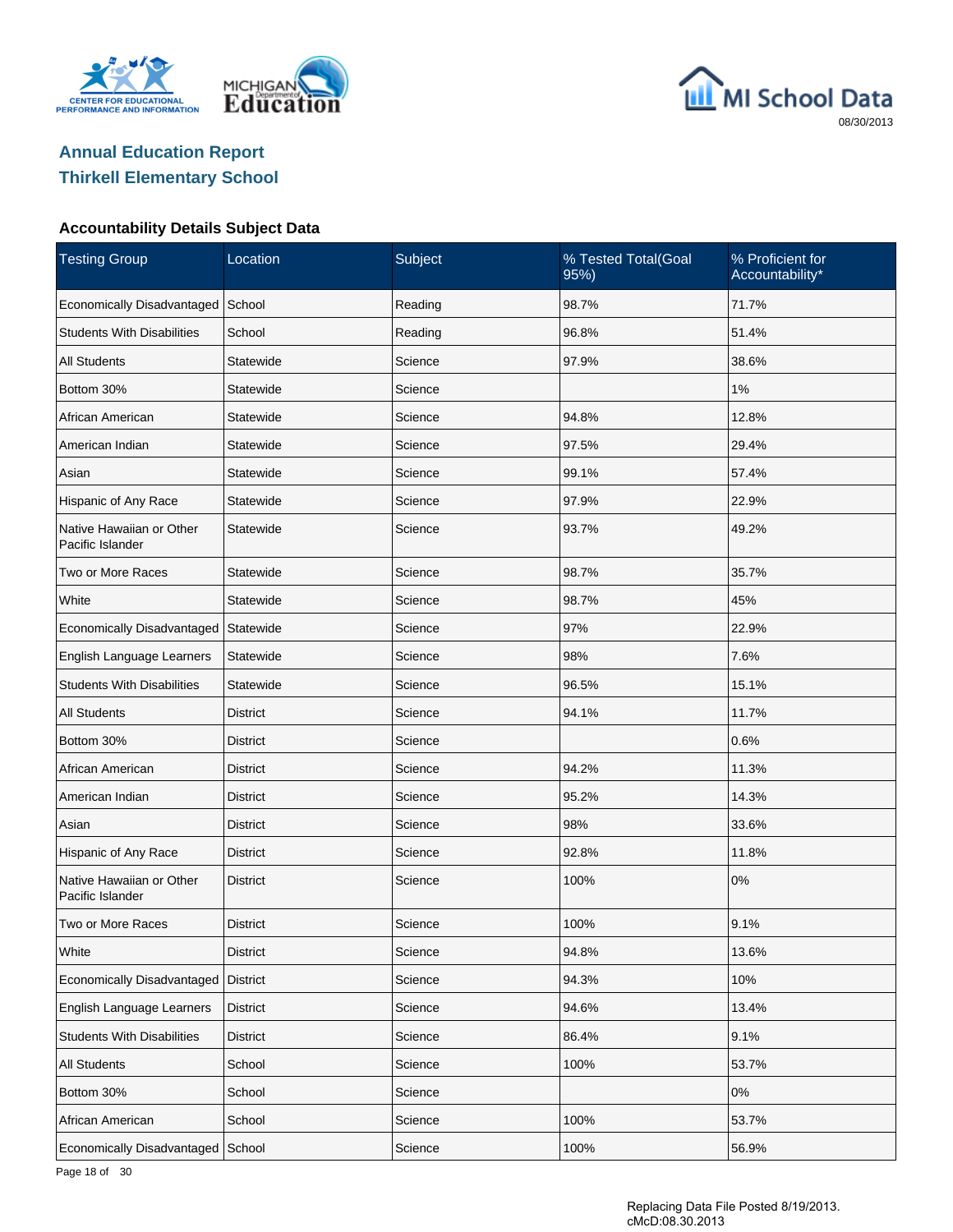# Annual Education Report

## Thirkell Elementary School

### Accountability Details Subject Data

| Testing Group | Location | Subject | % Tested Total(Goal 95%) | % Proficient for Accountability* |
|---|---|---|---|---|
| Economically Disadvantaged | School | Reading | 98.7% | 71.7% |
| Students With Disabilities | School | Reading | 96.8% | 51.4% |
| All Students | Statewide | Science | 97.9% | 38.6% |
| Bottom 30% | Statewide | Science | | 1% |
| African American | Statewide | Science | 94.8% | 12.8% |
| American Indian | Statewide | Science | 97.5% | 29.4% |
| Asian | Statewide | Science | 99.1% | 57.4% |
| Hispanic of Any Race | Statewide | Science | 97.9% | 22.9% |
| Native Hawaiian or Other Pacific Islander | Statewide | Science | 93.7% | 49.2% |
| Two or More Races | Statewide | Science | 98.7% | 35.7% |
| White | Statewide | Science | 98.7% | 45% |
| Economically Disadvantaged | Statewide | Science | 97% | 22.9% |
| English Language Learners | Statewide | Science | 98% | 7.6% |
| Students With Disabilities | Statewide | Science | 96.5% | 15.1% |
| All Students | District | Science | 94.1% | 11.7% |
| Bottom 30% | District | Science | | 0.6% |
| African American | District | Science | 94.2% | 11.3% |
| American Indian | District | Science | 95.2% | 14.3% |
| Asian | District | Science | 98% | 33.6% |
| Hispanic of Any Race | District | Science | 92.8% | 11.8% |
| Native Hawaiian or Other Pacific Islander | District | Science | 100% | 0% |
| Two or More Races | District | Science | 100% | 9.1% |
| White | District | Science | 94.8% | 13.6% |
| Economically Disadvantaged | District | Science | 94.3% | 10% |
| English Language Learners | District | Science | 94.6% | 13.4% |
| Students With Disabilities | District | Science | 86.4% | 9.1% |
| All Students | School | Science | 100% | 53.7% |
| Bottom 30% | School | Science | | 0% |
| African American | School | Science | 100% | 53.7% |
| Economically Disadvantaged | School | Science | 100% | 56.9% |

Replacing Data File Posted 8/19/2013.
cMcD:08.30.2013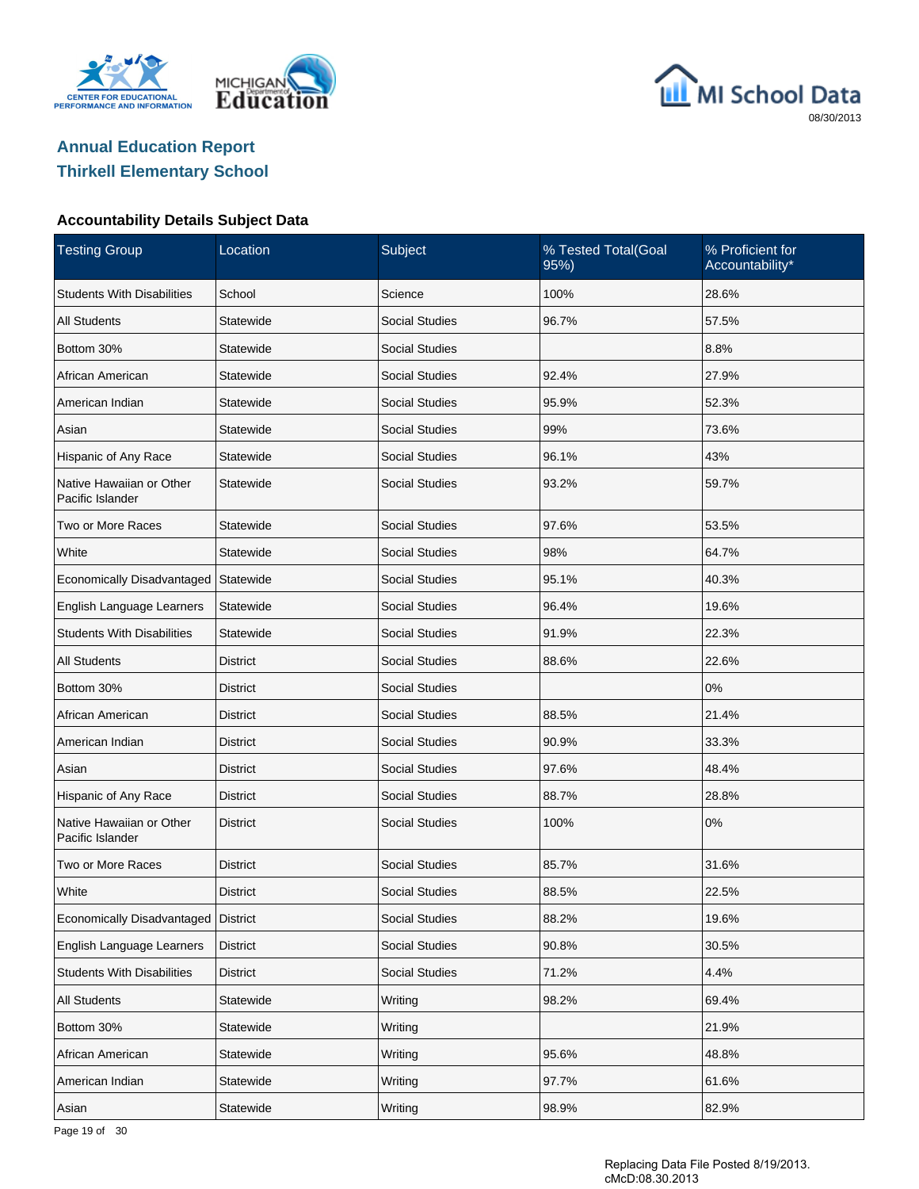# Annual Education Report

## Thirkell Elementary School

### Accountability Details Subject Data

| Testing Group | Location | Subject | % Tested Total(Goal 95%) | % Proficient for Accountability* |
|---|---|---|---|---|
| Students With Disabilities | School | Science | 100% | 28.6% |
| All Students | Statewide | Social Studies | 96.7% | 57.5% |
| Bottom 30% | Statewide | Social Studies | | 8.8% |
| African American | Statewide | Social Studies | 92.4% | 27.9% |
| American Indian | Statewide | Social Studies | 95.9% | 52.3% |
| Asian | Statewide | Social Studies | 99% | 73.6% |
| Hispanic of Any Race | Statewide | Social Studies | 96.1% | 43% |
| Native Hawaiian or Other Pacific Islander | Statewide | Social Studies | 93.2% | 59.7% |
| Two or More Races | Statewide | Social Studies | 97.6% | 53.5% |
| White | Statewide | Social Studies | 98% | 64.7% |
| Economically Disadvantaged | Statewide | Social Studies | 95.1% | 40.3% |
| English Language Learners | Statewide | Social Studies | 96.4% | 19.6% |
| Students With Disabilities | Statewide | Social Studies | 91.9% | 22.3% |
| All Students | District | Social Studies | 88.6% | 22.6% |
| Bottom 30% | District | Social Studies | | 0% |
| African American | District | Social Studies | 88.5% | 21.4% |
| American Indian | District | Social Studies | 90.9% | 33.3% |
| Asian | District | Social Studies | 97.6% | 48.4% |
| Hispanic of Any Race | District | Social Studies | 88.7% | 28.8% |
| Native Hawaiian or Other Pacific Islander | District | Social Studies | 100% | 0% |
| Two or More Races | District | Social Studies | 85.7% | 31.6% |
| White | District | Social Studies | 88.5% | 22.5% |
| Economically Disadvantaged | District | Social Studies | 88.2% | 19.6% |
| English Language Learners | District | Social Studies | 90.8% | 30.5% |
| Students With Disabilities | District | Social Studies | 71.2% | 4.4% |
| All Students | Statewide | Writing | 98.2% | 69.4% |
| Bottom 30% | Statewide | Writing | | 21.9% |
| African American | Statewide | Writing | 95.6% | 48.8% |
| American Indian | Statewide | Writing | 97.7% | 61.6% |
| Asian | Statewide | Writing | 98.9% | 82.9% |

Replacing Data File Posted 8/19/2013.
cMcD:08.30.2013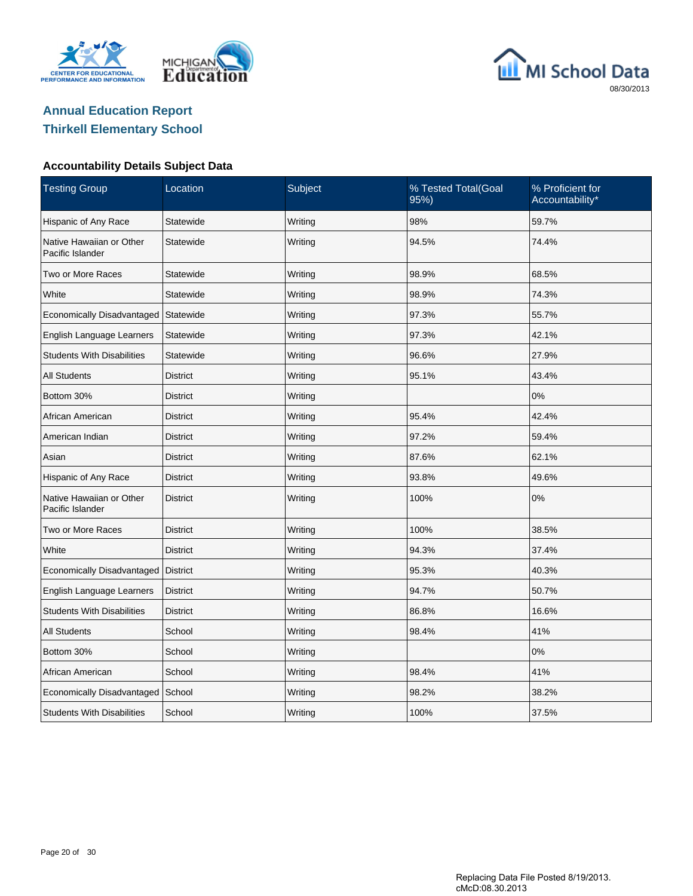# Annual Education Report
## Thirkell Elementary School

### Accountability Details Subject Data

| Testing Group | Location | Subject | % Tested Total(Goal 95%) | % Proficient for Accountability* |
|---|---|---|---|---|
| Hispanic of Any Race | Statewide | Writing | 98% | 59.7% |
| Native Hawaiian or Other Pacific Islander | Statewide | Writing | 94.5% | 74.4% |
| Two or More Races | Statewide | Writing | 98.9% | 68.5% |
| White | Statewide | Writing | 98.9% | 74.3% |
| Economically Disadvantaged | Statewide | Writing | 97.3% | 55.7% |
| English Language Learners | Statewide | Writing | 97.3% | 42.1% |
| Students With Disabilities | Statewide | Writing | 96.6% | 27.9% |
| All Students | District | Writing | 95.1% | 43.4% |
| Bottom 30% | District | Writing | | 0% |
| African American | District | Writing | 95.4% | 42.4% |
| American Indian | District | Writing | 97.2% | 59.4% |
| Asian | District | Writing | 87.6% | 62.1% |
| Hispanic of Any Race | District | Writing | 93.8% | 49.6% |
| Native Hawaiian or Other Pacific Islander | District | Writing | 100% | 0% |
| Two or More Races | District | Writing | 100% | 38.5% |
| White | District | Writing | 94.3% | 37.4% |
| Economically Disadvantaged | District | Writing | 95.3% | 40.3% |
| English Language Learners | District | Writing | 94.7% | 50.7% |
| Students With Disabilities | District | Writing | 86.8% | 16.6% |
| All Students | School | Writing | 98.4% | 41% |
| Bottom 30% | School | Writing | | 0% |
| African American | School | Writing | 98.4% | 41% |
| Economically Disadvantaged | School | Writing | 98.2% | 38.2% |
| Students With Disabilities | School | Writing | 100% | 37.5% |

Replacing Data File Posted 8/19/2013.
cMcD:08.30.2013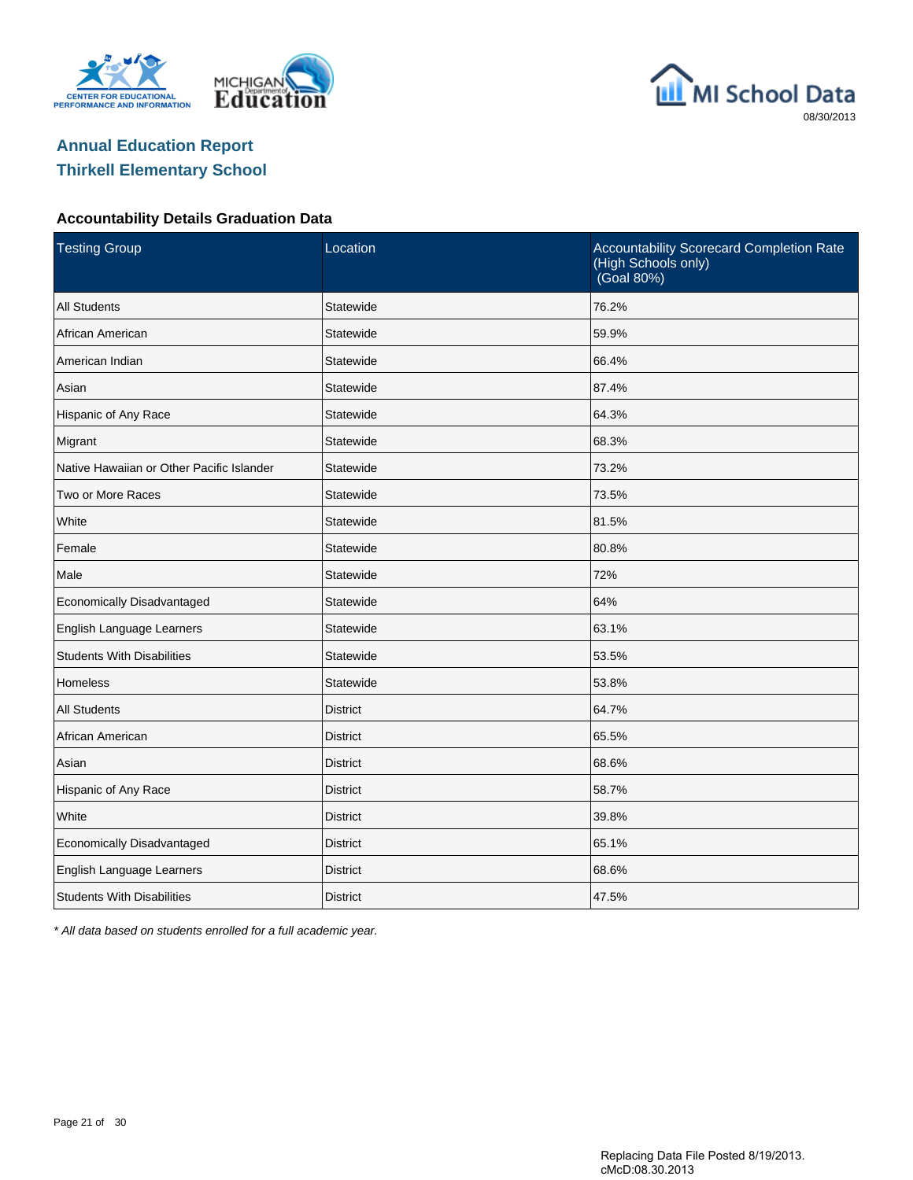## Annual Education Report
## Thirkell Elementary School

### Accountability Details Graduation Data

| Testing Group | Location | Accountability Scorecard Completion Rate (High Schools only) (Goal 80%) |
|---|---|---|
| All Students | Statewide | 76.2% |
| African American | Statewide | 59.9% |
| American Indian | Statewide | 66.4% |
| Asian | Statewide | 87.4% |
| Hispanic of Any Race | Statewide | 64.3% |
| Migrant | Statewide | 68.3% |
| Native Hawaiian or Other Pacific Islander | Statewide | 73.2% |
| Two or More Races | Statewide | 73.5% |
| White | Statewide | 81.5% |
| Female | Statewide | 80.8% |
| Male | Statewide | 72% |
| Economically Disadvantaged | Statewide | 64% |
| English Language Learners | Statewide | 63.1% |
| Students With Disabilities | Statewide | 53.5% |
| Homeless | Statewide | 53.8% |
| All Students | District | 64.7% |
| African American | District | 65.5% |
| Asian | District | 68.6% |
| Hispanic of Any Race | District | 58.7% |
| White | District | 39.8% |
| Economically Disadvantaged | District | 65.1% |
| English Language Learners | District | 68.6% |
| Students With Disabilities | District | 47.5% |

*\* All data based on students enrolled for a full academic year.*

Replacing Data File Posted 8/19/2013.
cMcD:08.30.2013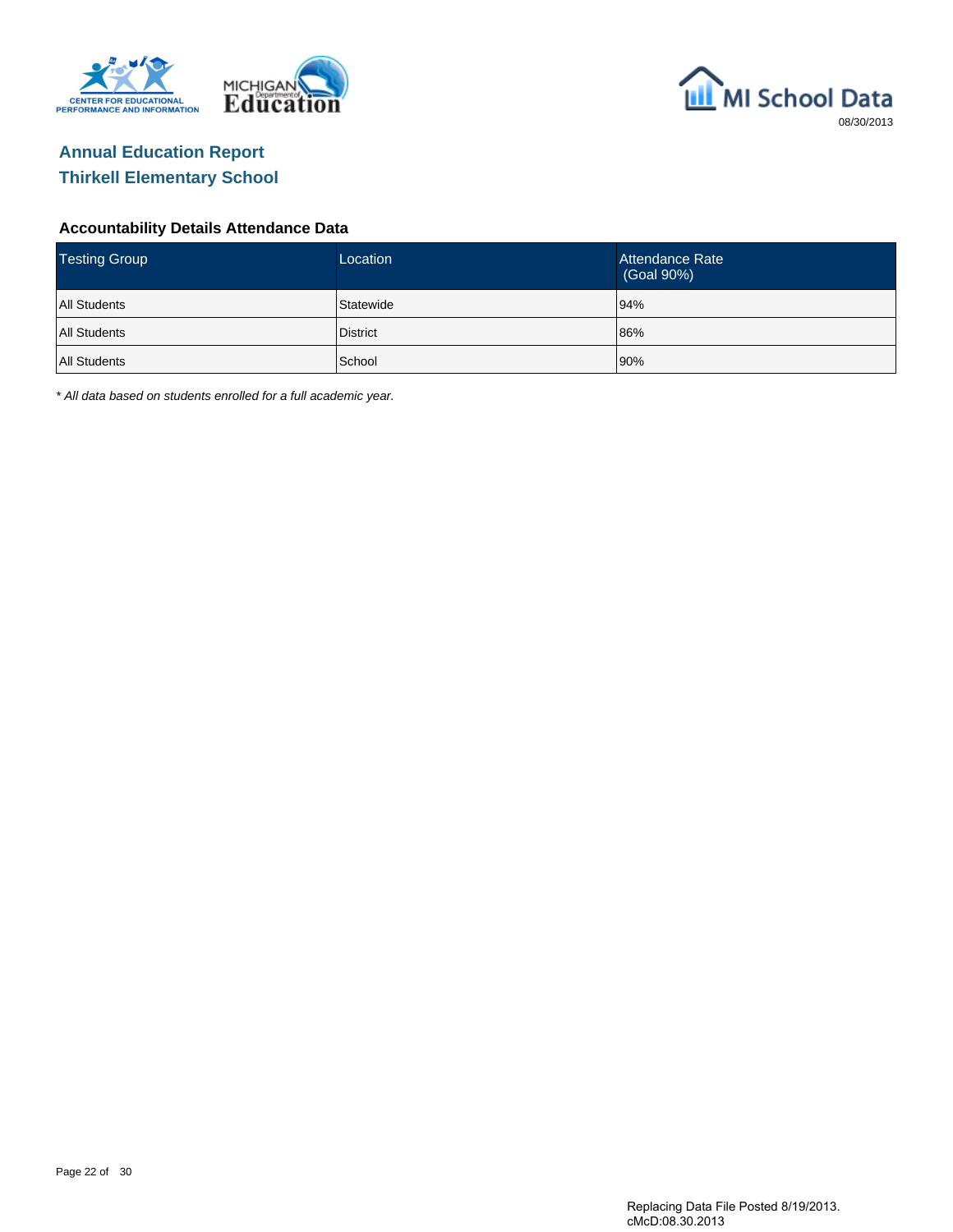## Annual Education Report
## Thirkell Elementary School

### Accountability Details Attendance Data

| Testing Group | Location | Attendance Rate (Goal 90%) |
| --- | --- | --- |
| All Students | Statewide | 94% |
| All Students | District | 86% |
| All Students | School | 90% |

*\* All data based on students enrolled for a full academic year.*

Replacing Data File Posted 8/19/2013.
cMcD:08.30.2013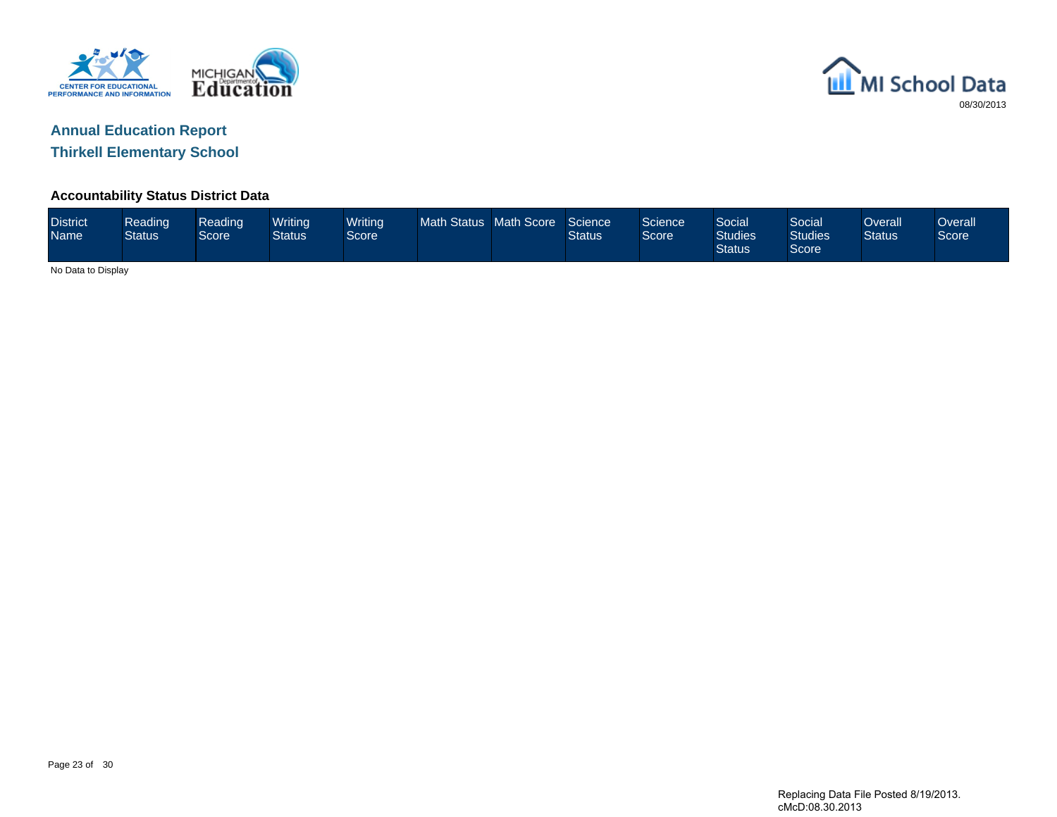# Annual Education Report

## Thirkell Elementary School

### Accountability Status District Data

| District Name | Reading Status | Reading Score | Writing Status | Writing Score | Math Status | Math Score | Science Status | Science Score | Social Studies Status | Social Studies Score | Overall Status | Overall Score |
|---|---|---|---|---|---|---|---|---|---|---|---|---|

No Data to Display

Replacing Data File Posted 8/19/2013.
cMcD:08.30.2013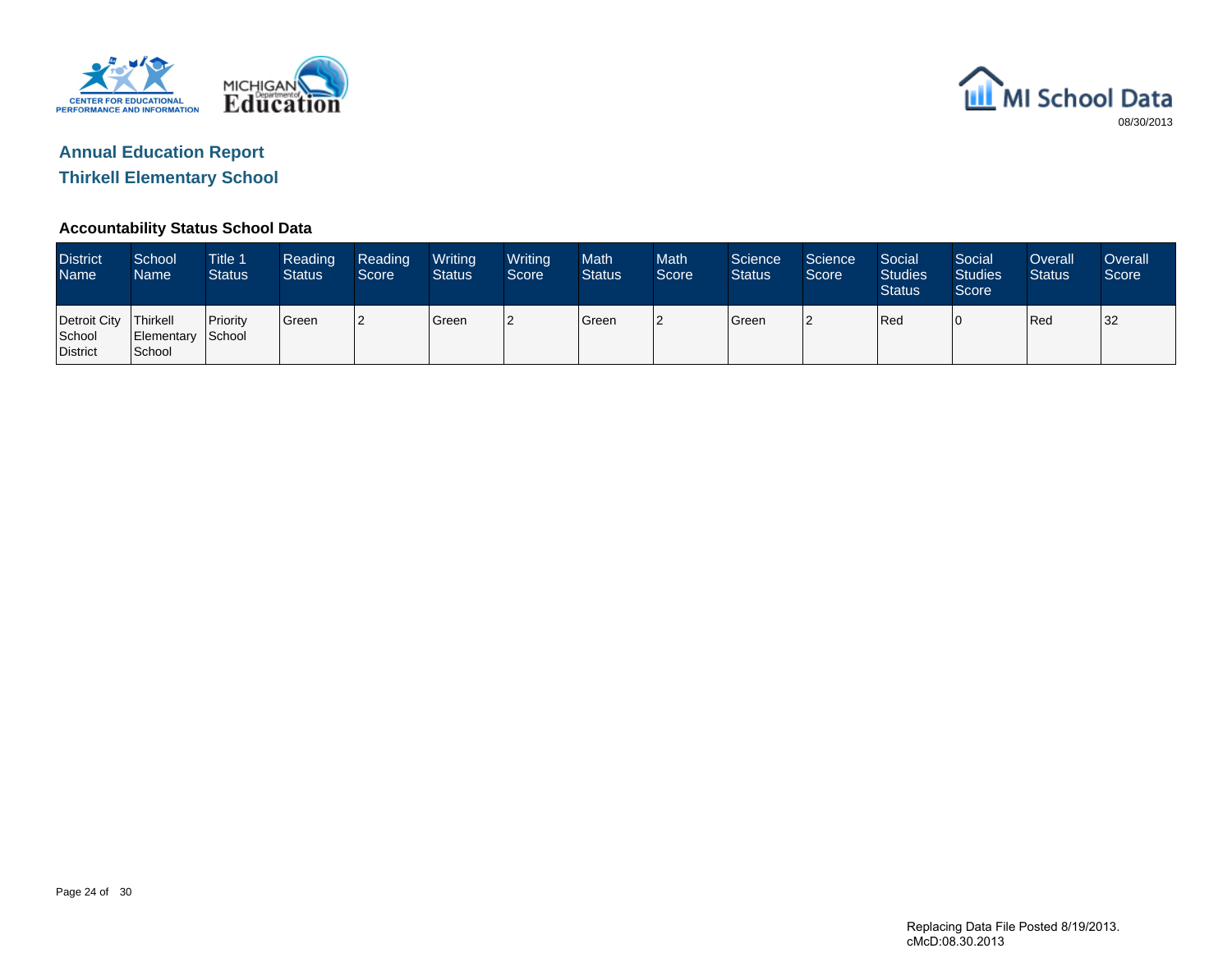# Annual Education Report

## Thirkell Elementary School

### Accountability Status School Data

| District Name | School Name | Title 1 Status | Reading Status | Reading Score | Writing Status | Writing Score | Math Status | Math Score | Science Status | Science Score | Social Studies Status | Social Studies Score | Overall Status | Overall Score |
|---|---|---|---|---|---|---|---|---|---|---|---|---|---|---|
| Detroit City School District | Thirkell Elementary School | Priority School | Green | 2 | Green | 2 | Green | 2 | Green | 2 | Red | 0 | Red | 32 |

Replacing Data File Posted 8/19/2013.
cMcD:08.30.2013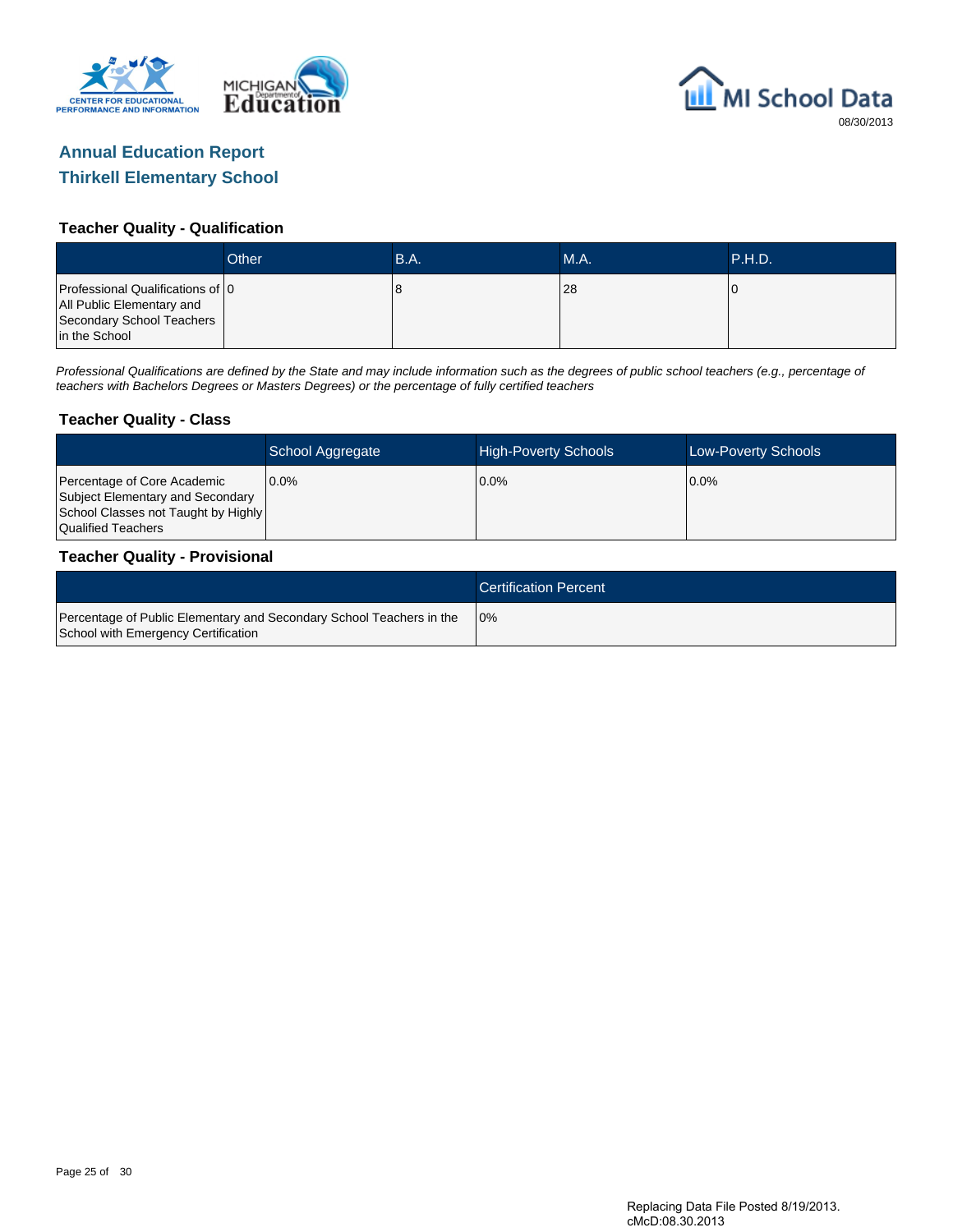# Annual Education Report
## Thirkell Elementary School

### Teacher Quality - Qualification

| | Other | B.A. | M.A. | P.H.D. |
|---|---|---|---|---|
| Professional Qualifications of All Public Elementary and Secondary School Teachers in the School | 0 | 8 | 28 | 0 |

*Professional Qualifications are defined by the State and may include information such as the degrees of public school teachers (e.g., percentage of teachers with Bachelors Degrees or Masters Degrees) or the percentage of fully certified teachers*

### Teacher Quality - Class

| | School Aggregate | High-Poverty Schools | Low-Poverty Schools |
|---|---|---|---|
| Percentage of Core Academic Subject Elementary and Secondary School Classes not Taught by Highly Qualified Teachers | 0.0% | 0.0% | 0.0% |

### Teacher Quality - Provisional

| | Certification Percent |
|---|---|
| Percentage of Public Elementary and Secondary School Teachers in the School with Emergency Certification | 0% |

Replacing Data File Posted 8/19/2013.
cMcD:08.30.2013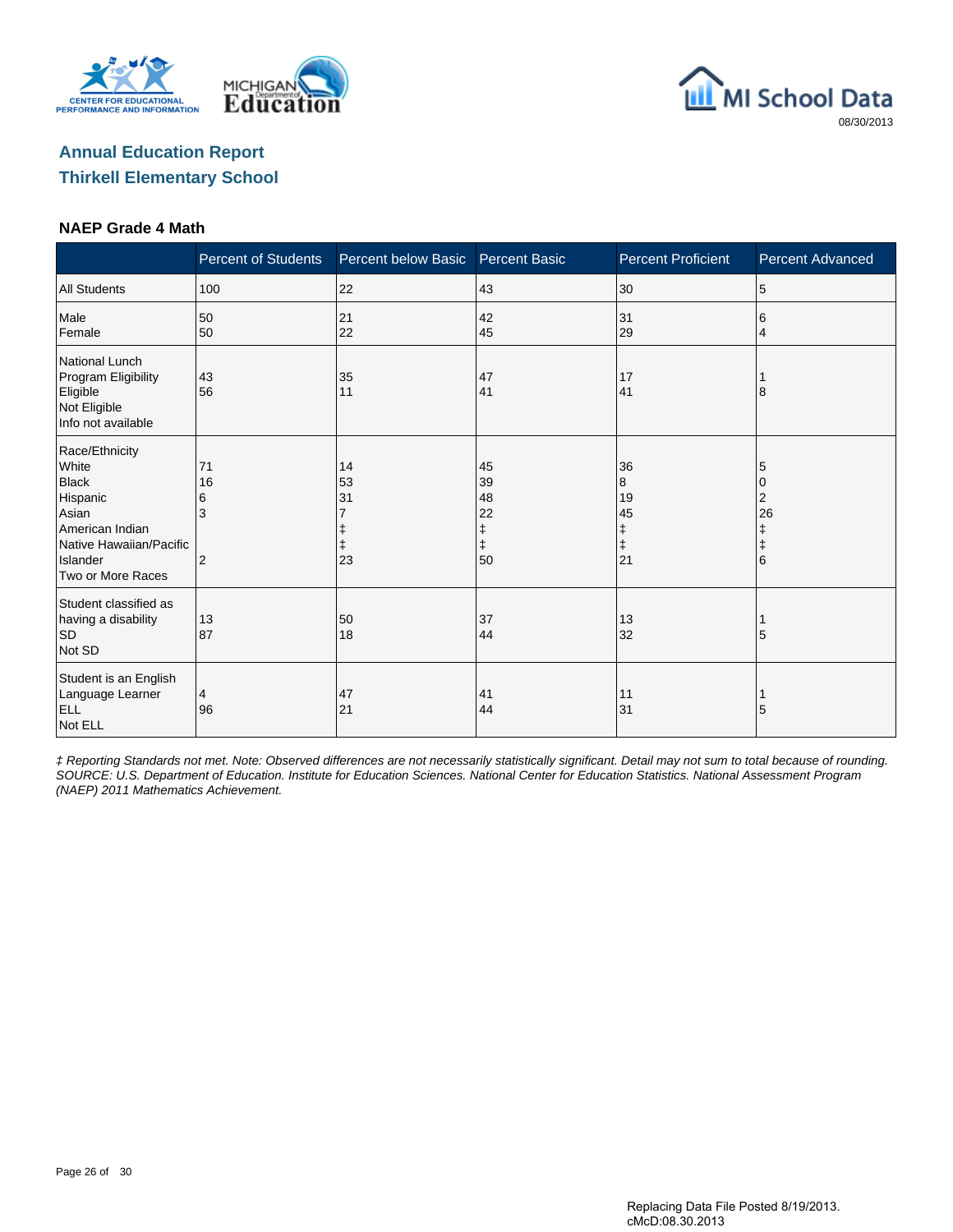MI School Data

08/30/2013

# Annual Education Report
## Thirkell Elementary School

### NAEP Grade 4 Math

| | Percent of Students | Percent below Basic | Percent Basic | Percent Proficient | Percent Advanced |
|---|---|---|---|---|---|
| All Students | 100 | 22 | 43 | 30 | 5 |
| Male | 50 | 21 | 42 | 31 | 6 |
| Female | 50 | 22 | 45 | 29 | 4 |
| National Lunch Program Eligibility | | | | | |
| Eligible | 43 | 35 | 47 | 17 | 1 |
| Not Eligible | 56 | 11 | 41 | 41 | 8 |
| Info not available | | | | | |
| Race/Ethnicity | | | | | |
| White | 71 | 14 | 45 | 36 | 5 |
| Black | 16 | 53 | 39 | 8 | 0 |
| Hispanic | 6 | 31 | 48 | 19 | 2 |
| Asian | 3 | 7 | 22 | 45 | 26 |
| American Indian | | ‡ | ‡ | ‡ | ‡ |
| Native Hawaiian/Pacific Islander | | ‡ | ‡ | ‡ | ‡ |
| Two or More Races | 2 | 23 | 50 | 21 | 6 |
| Student classified as having a disability | | | | | |
| SD | 13 | 50 | 37 | 13 | 1 |
| Not SD | 87 | 18 | 44 | 32 | 5 |
| Student is an English Language Learner | | | | | |
| ELL | 4 | 47 | 41 | 11 | 1 |
| Not ELL | 96 | 21 | 44 | 31 | 5 |

*‡ Reporting Standards not met. Note: Observed differences are not necessarily statistically significant. Detail may not sum to total because of rounding. SOURCE: U.S. Department of Education. Institute for Education Sciences. National Center for Education Statistics. National Assessment Program (NAEP) 2011 Mathematics Achievement.*

Replacing Data File Posted 8/19/2013.
cMcD:08.30.2013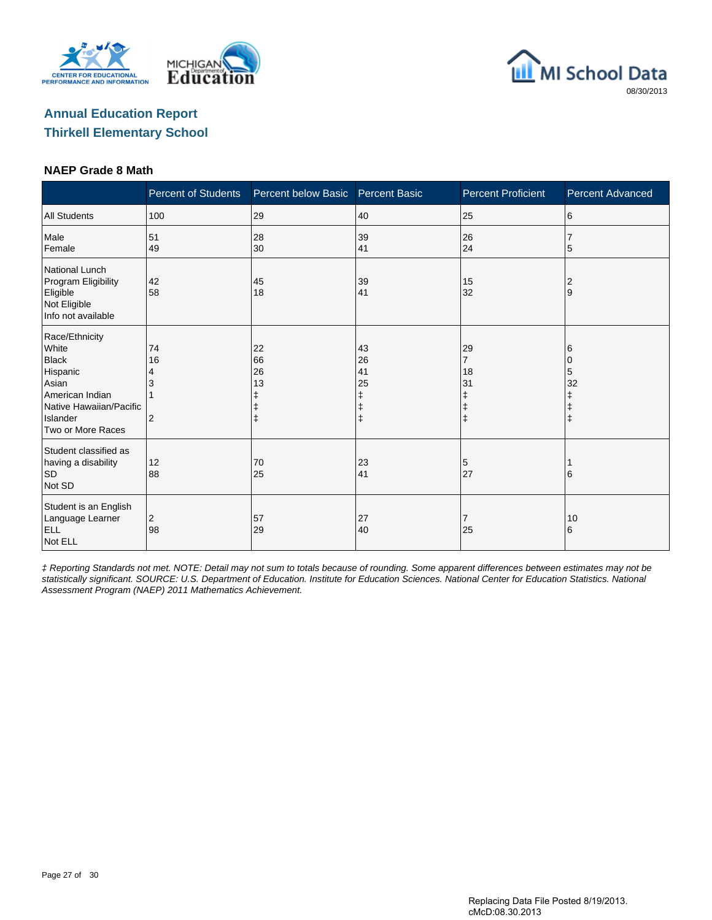## Annual Education Report
## Thirkell Elementary School

### NAEP Grade 8 Math

| | Percent of Students | Percent below Basic | Percent Basic | Percent Proficient | Percent Advanced |
|---|---|---|---|---|---|
| All Students | 100 | 29 | 40 | 25 | 6 |
| Male | 51 | 28 | 39 | 26 | 7 |
| Female | 49 | 30 | 41 | 24 | 5 |
| National Lunch Program Eligibility | | | | | |
| Eligible | 42 | 45 | 39 | 15 | 2 |
| Not Eligible | 58 | 18 | 41 | 32 | 9 |
| Info not available | | | | | |
| Race/Ethnicity | | | | | |
| White | 74 | 22 | 43 | 29 | 6 |
| Black | 16 | 66 | 26 | 7 | 0 |
| Hispanic | 4 | 26 | 41 | 18 | 5 |
| Asian | 3 | 13 | 25 | 31 | 32 |
| American Indian | 1 | ‡ | ‡ | ‡ | ‡ |
| Native Hawaiian/Pacific Islander | | ‡ | ‡ | ‡ | ‡ |
| Two or More Races | 2 | ‡ | ‡ | ‡ | ‡ |
| Student classified as having a disability | | | | | |
| SD | 12 | 70 | 23 | 5 | 1 |
| Not SD | 88 | 25 | 41 | 27 | 6 |
| Student is an English Language Learner | | | | | |
| ELL | 2 | 57 | 27 | 7 | 10 |
| Not ELL | 98 | 29 | 40 | 25 | 6 |

*‡ Reporting Standards not met. NOTE: Detail may not sum to totals because of rounding. Some apparent differences between estimates may not be statistically significant. SOURCE: U.S. Department of Education. Institute for Education Sciences. National Center for Education Statistics. National Assessment Program (NAEP) 2011 Mathematics Achievement.*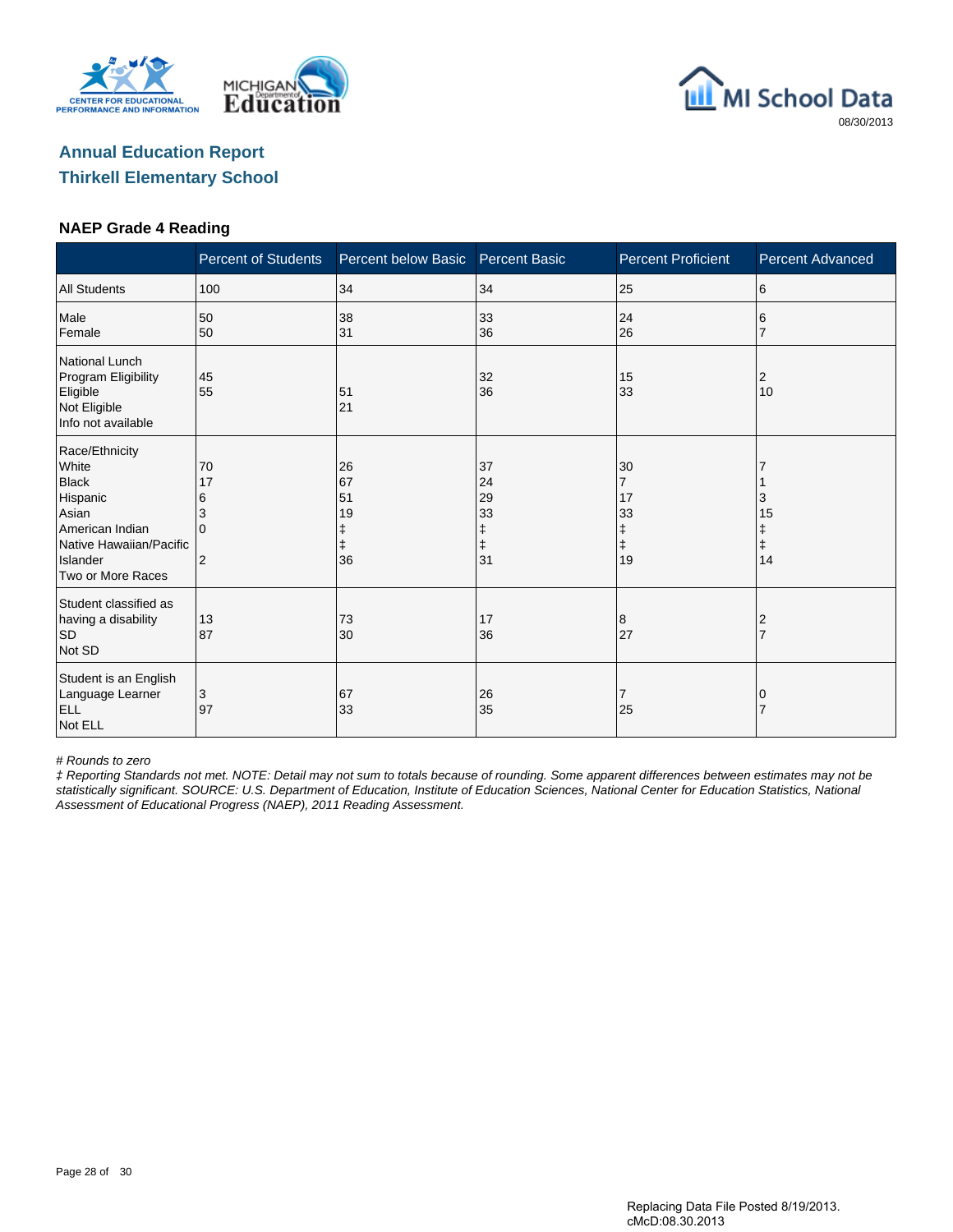## Annual Education Report
## Thirkell Elementary School

### NAEP Grade 4 Reading

| | Percent of Students | Percent below Basic | Percent Basic | Percent Proficient | Percent Advanced |
|---|---|---|---|---|---|
| All Students | 100 | 34 | 34 | 25 | 6 |
| Male | 50 | 38 | 33 | 24 | 6 |
| Female | 50 | 31 | 36 | 26 | 7 |
| National Lunch Program Eligibility | | | | | |
| Eligible | 45 | 51 | 32 | 15 | 2 |
| Not Eligible | 55 | 21 | 36 | 33 | 10 |
| Info not available | | | | | |
| Race/Ethnicity | | | | | |
| White | 70 | 26 | 37 | 30 | 7 |
| Black | 17 | 67 | 24 | 7 | 1 |
| Hispanic | 6 | 51 | 29 | 17 | 3 |
| Asian | 3 | 19 | 33 | 33 | 15 |
| American Indian | 0 | ‡ | ‡ | ‡ | ‡ |
| Native Hawaiian/Pacific Islander | | ‡ | ‡ | ‡ | ‡ |
| Two or More Races | 2 | 36 | 31 | 19 | 14 |
| Student classified as having a disability | | | | | |
| SD | 13 | 73 | 17 | 8 | 2 |
| Not SD | 87 | 30 | 36 | 27 | 7 |
| Student is an English Language Learner | | | | | |
| ELL | 3 | 67 | 26 | 7 | 0 |
| Not ELL | 97 | 33 | 35 | 25 | 7 |

*# Rounds to zero*

*‡ Reporting Standards not met. NOTE: Detail may not sum to totals because of rounding. Some apparent differences between estimates may not be statistically significant. SOURCE: U.S. Department of Education, Institute of Education Sciences, National Center for Education Statistics, National Assessment of Educational Progress (NAEP), 2011 Reading Assessment.*

Replacing Data File Posted 8/19/2013.
cMcD:08.30.2013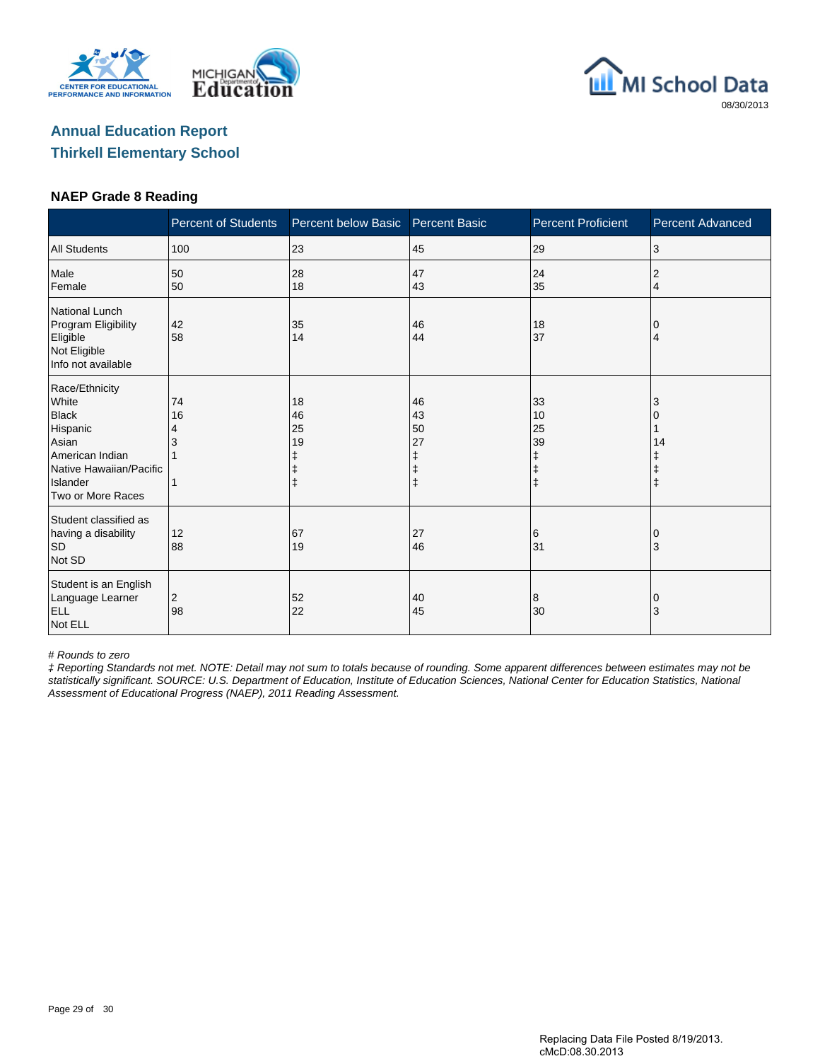## Annual Education Report

## Thirkell Elementary School

### NAEP Grade 8 Reading

| | Percent of Students | Percent below Basic | Percent Basic | Percent Proficient | Percent Advanced |
|---|---|---|---|---|---|
| All Students | 100 | 23 | 45 | 29 | 3 |
| Male | 50 | 28 | 47 | 24 | 2 |
| Female | 50 | 18 | 43 | 35 | 4 |
| National Lunch Program Eligibility | | | | | |
| Eligible | 42 | 35 | 46 | 18 | 0 |
| Not Eligible | 58 | 14 | 44 | 37 | 4 |
| Info not available | | | | | |
| Race/Ethnicity | | | | | |
| White | 74 | 18 | 46 | 33 | 3 |
| Black | 16 | 46 | 43 | 10 | 0 |
| Hispanic | 4 | 25 | 50 | 25 | 1 |
| Asian | 3 | 19 | 27 | 39 | 14 |
| American Indian | 1 | ‡ | ‡ | ‡ | ‡ |
| Native Hawaiian/Pacific Islander | | ‡ | ‡ | ‡ | ‡ |
| Two or More Races | 1 | ‡ | ‡ | ‡ | ‡ |
| Student classified as having a disability | | | | | |
| SD | 12 | 67 | 27 | 6 | 0 |
| Not SD | 88 | 19 | 46 | 31 | 3 |
| Student is an English Language Learner | | | | | |
| ELL | 2 | 52 | 40 | 8 | 0 |
| Not ELL | 98 | 22 | 45 | 30 | 3 |

*# Rounds to zero*

*‡ Reporting Standards not met. NOTE: Detail may not sum to totals because of rounding. Some apparent differences between estimates may not be statistically significant. SOURCE: U.S. Department of Education, Institute of Education Sciences, National Center for Education Statistics, National Assessment of Educational Progress (NAEP), 2011 Reading Assessment.*

Replacing Data File Posted 8/19/2013.
cMcD:08.30.2013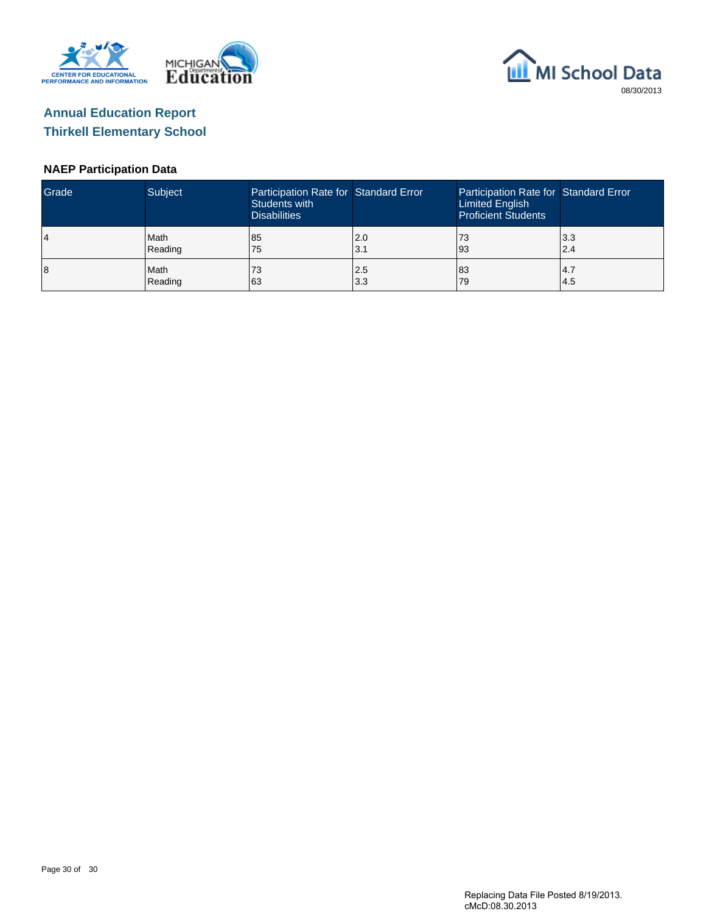# Annual Education Report
## Thirkell Elementary School

### NAEP Participation Data

| Grade | Subject | Participation Rate for Students with Disabilities | Standard Error | Participation Rate for Limited English Proficient Students | Standard Error |
|---|---|---|---|---|---|
| 4 | Math<br>Reading | 85<br>75 | 2.0<br>3.1 | 73<br>93 | 3.3<br>2.4 |
| 8 | Math<br>Reading | 73<br>63 | 2.5<br>3.3 | 83<br>79 | 4.7<br>4.5 |

Replacing Data File Posted 8/19/2013.
cMcD:08.30.2013